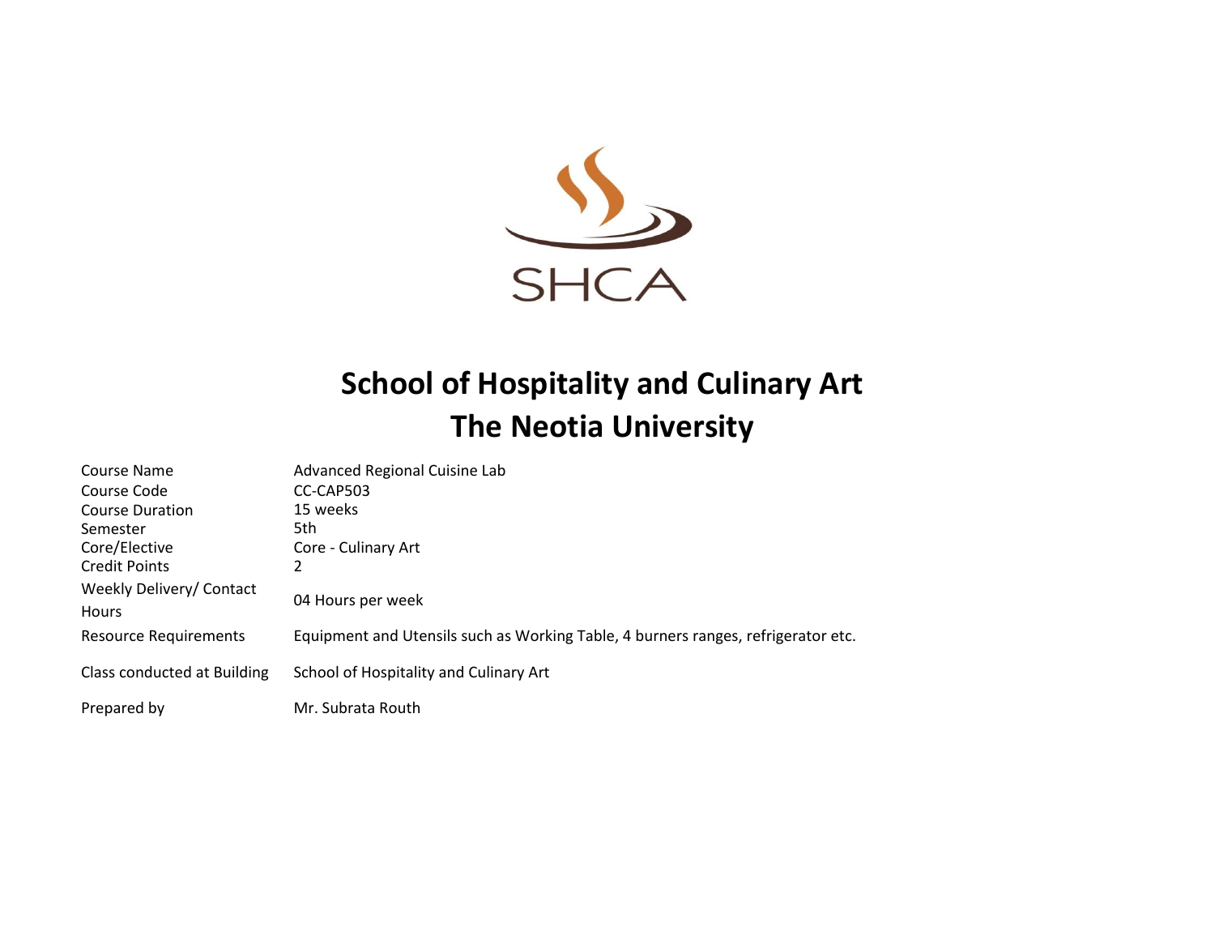SHCA

# School of Hospitality and Culinary Art
# The Neotia University

| | |
|---|---|
| Course Name | Advanced Regional Cuisine Lab |
| Course Code | CC-CAP503 |
| Course Duration | 15 weeks |
| Semester | 5th |
| Core/Elective | Core - Culinary Art |
| Credit Points | 2 |
| Weekly Delivery/ Contact Hours | 04 Hours per week |
| Resource Requirements | Equipment and Utensils such as Working Table, 4 burners ranges, refrigerator etc. |
| Class conducted at Building | School of Hospitality and Culinary Art |
| Prepared by | Mr. Subrata Routh |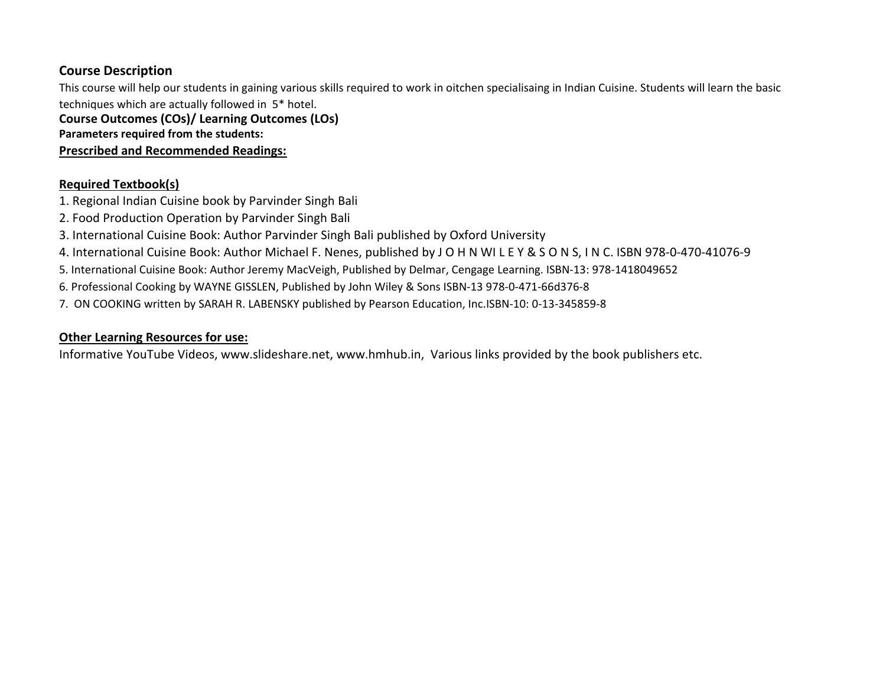**Course Description**

This course will help our students in gaining various skills required to work in oitchen specialisaing in Indian Cuisine. Students will learn the basic techniques which are actually followed in 5* hotel.

**Course Outcomes (COs)/ Learning Outcomes (LOs)**

**Parameters required from the students:**

**Prescribed and Recommended Readings:**

**Required Textbook(s)**

1. Regional Indian Cuisine book by Parvinder Singh Bali
2. Food Production Operation by Parvinder Singh Bali
3. International Cuisine Book: Author Parvinder Singh Bali published by Oxford University
4. International Cuisine Book: Author Michael F. Nenes, published by J O H N WI L E Y & S O N S, I N C. ISBN 978-0-470-41076-9
5. International Cuisine Book: Author Jeremy MacVeigh, Published by Delmar, Cengage Learning. ISBN-13: 978-1418049652
6. Professional Cooking by WAYNE GISSLEN, Published by John Wiley & Sons ISBN-13 978-0-471-66d376-8
7. ON COOKING written by SARAH R. LABENSKY published by Pearson Education, Inc.ISBN-10: 0-13-345859-8

**Other Learning Resources for use:**

Informative YouTube Videos, www.slideshare.net, www.hmhub.in, Various links provided by the book publishers etc.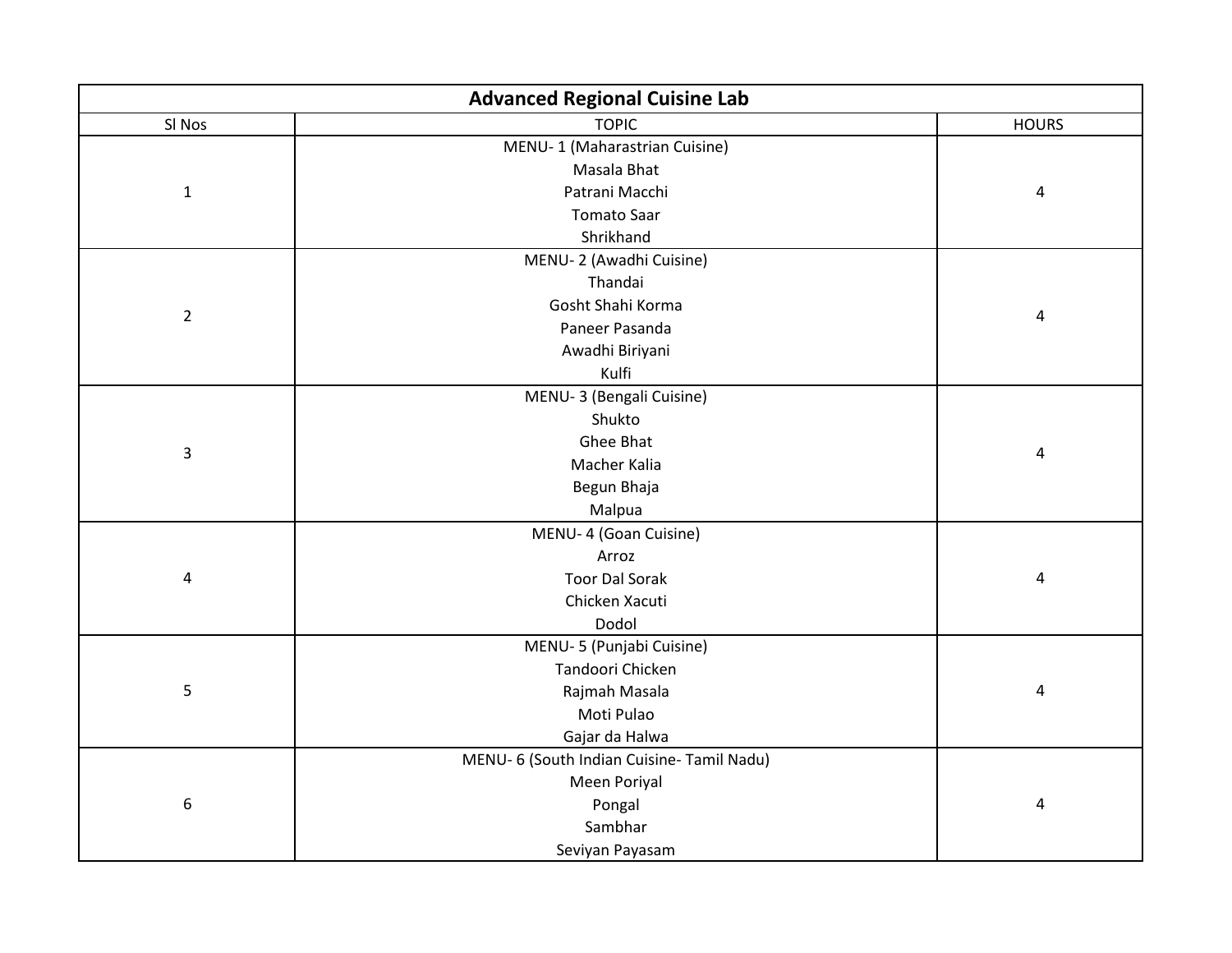| Advanced Regional Cuisine Lab | | |
|---|---|---|
| Sl Nos | TOPIC | HOURS |
| 1 | MENU- 1 (Maharastrian Cuisine)<br>Masala Bhat<br>Patrani Macchi<br>Tomato Saar<br>Shrikhand | 4 |
| 2 | MENU- 2 (Awadhi Cuisine)<br>Thandai<br>Gosht Shahi Korma<br>Paneer Pasanda<br>Awadhi Biriyani<br>Kulfi | 4 |
| 3 | MENU- 3 (Bengali Cuisine)<br>Shukto<br>Ghee Bhat<br>Macher Kalia<br>Begun Bhaja<br>Malpua | 4 |
| 4 | MENU- 4 (Goan Cuisine)<br>Arroz<br>Toor Dal Sorak<br>Chicken Xacuti<br>Dodol | 4 |
| 5 | MENU- 5 (Punjabi Cuisine)<br>Tandoori Chicken<br>Rajmah Masala<br>Moti Pulao<br>Gajar da Halwa | 4 |
| 6 | MENU- 6 (South Indian Cuisine- Tamil Nadu)<br>Meen Poriyal<br>Pongal<br>Sambhar<br>Seviyan Payasam | 4 |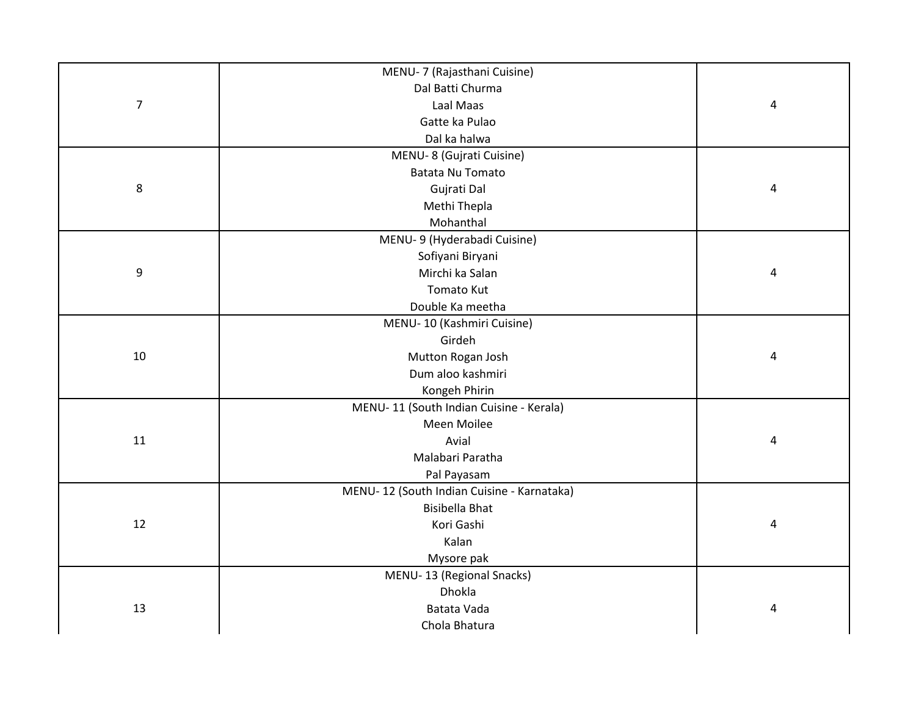| | | |
|---|---|---|
| 7 | MENU- 7 (Rajasthani Cuisine)<br>Dal Batti Churma<br>Laal Maas<br>Gatte ka Pulao<br>Dal ka halwa | 4 |
| 8 | MENU- 8 (Gujrati Cuisine)<br>Batata Nu Tomato<br>Gujrati Dal<br>Methi Thepla<br>Mohanthal | 4 |
| 9 | MENU- 9 (Hyderabadi Cuisine)<br>Sofiyani Biryani<br>Mirchi ka Salan<br>Tomato Kut<br>Double Ka meetha | 4 |
| 10 | MENU- 10 (Kashmiri Cuisine)<br>Girdeh<br>Mutton Rogan Josh<br>Dum aloo kashmiri<br>Kongeh Phirin | 4 |
| 11 | MENU- 11 (South Indian Cuisine - Kerala)<br>Meen Moilee<br>Avial<br>Malabari Paratha<br>Pal Payasam | 4 |
| 12 | MENU- 12 (South Indian Cuisine - Karnataka)<br>Bisibella Bhat<br>Kori Gashi<br>Kalan<br>Mysore pak | 4 |
| 13 | MENU- 13 (Regional Snacks)<br>Dhokla<br>Batata Vada<br>Chola Bhatura | 4 |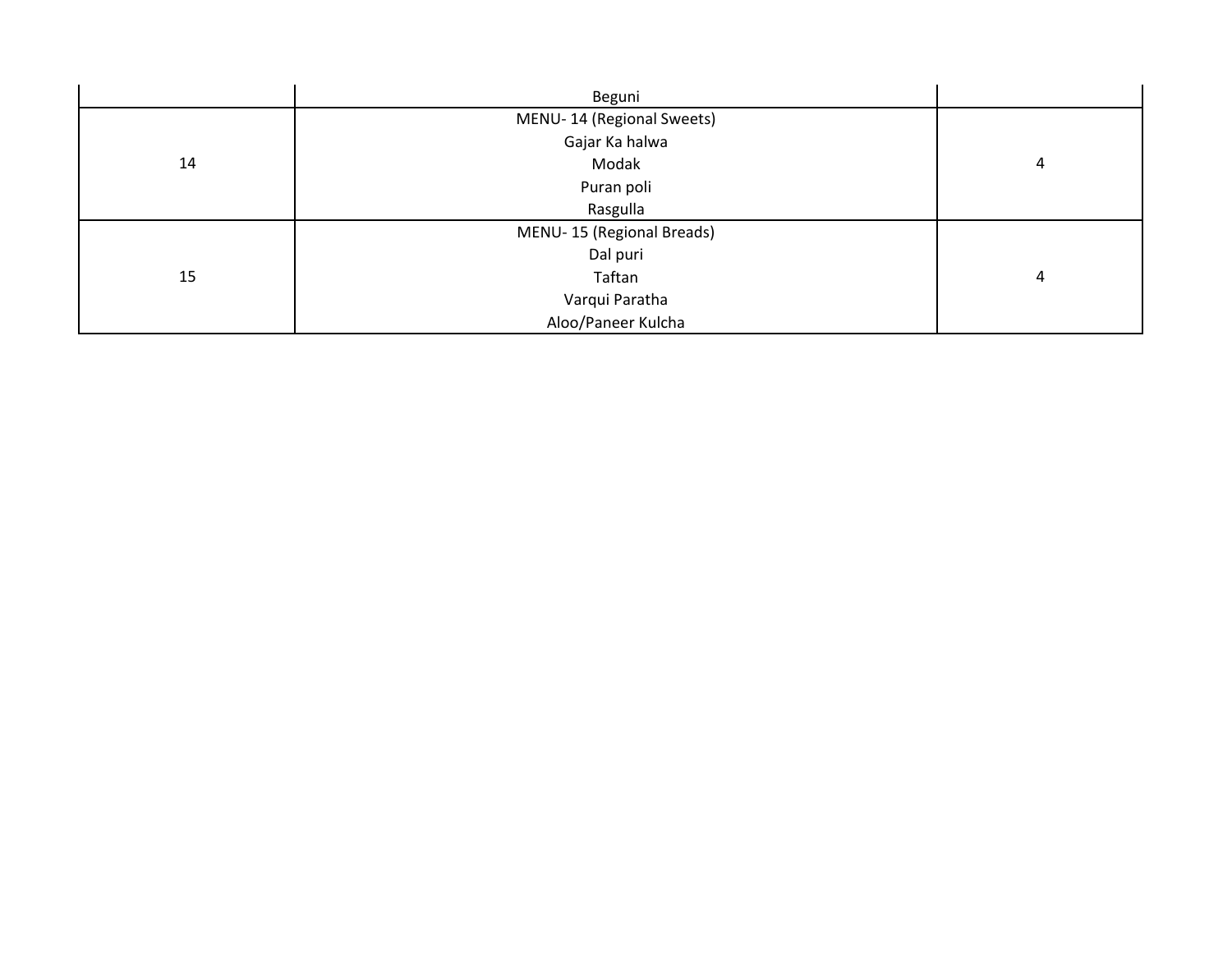| | | |
|---|---|---|
| | Beguni | |
| 14 | MENU- 14 (Regional Sweets)<br>Gajar Ka halwa<br>Modak<br>Puran poli<br>Rasgulla | 4 |
| 15 | MENU- 15 (Regional Breads)<br>Dal puri<br>Taftan<br>Varqui Paratha<br>Aloo/Paneer Kulcha | 4 |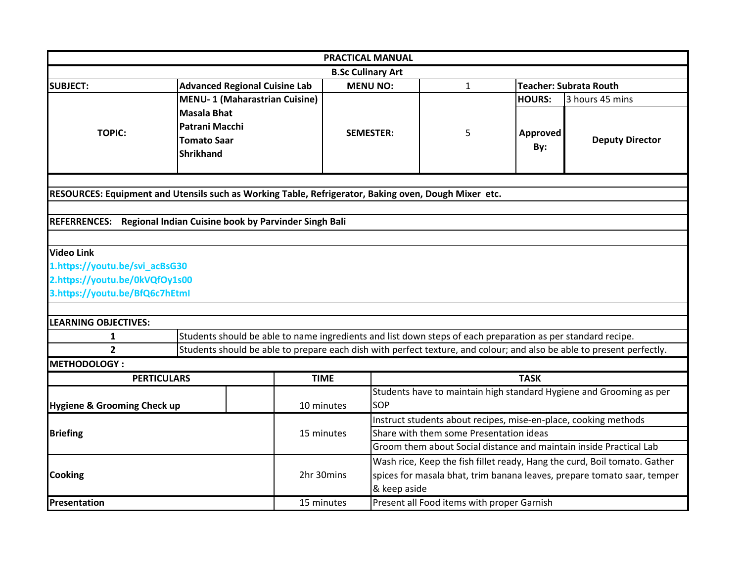| PRACTICAL MANUAL | | | | | |
|---|---|---|---|---|---|
| B.Sc Culinary Art | | | | | |
| **SUBJECT:** | **Advanced Regional Cuisine Lab** | **MENU NO:** | 1 | **Teacher: Subrata Routh** | |
| **TOPIC:** | **MENU- 1 (Maharastrian Cuisine)**<br>**Masala Bhat**<br>**Patrani Macchi**<br>**Tomato Saar**<br>**Shrikhand** | **SEMESTER:** | 5 | **HOURS:** | 3 hours 45 mins |
| | | | | **Approved By:** | **Deputy Director** |

**RESOURCES: Equipment and Utensils such as Working Table, Refrigerator, Baking oven, Dough Mixer etc.**

**REFERRENCES: Regional Indian Cuisine book by Parvinder Singh Bali**

**Video Link**

1.https://youtu.be/svi_acBsG30

2.https://youtu.be/0kVQfOy1s00

3.https://youtu.be/BfQ6c7hEtmI

**LEARNING OBJECTIVES:**

| | |
|---|---|
| **1** | Students should be able to name ingredients and list down steps of each preparation as per standard recipe. |
| **2** | Students should be able to prepare each dish with perfect texture, and colour; and also be able to present perfectly. |

**METHODOLOGY :**

| PERTICULARS | TIME | TASK |
|---|---|---|
| **Hygiene & Grooming Check up** | 10 minutes | Students have to maintain high standard Hygiene and Grooming as per SOP |
| **Briefing** | 15 minutes | Instruct students about recipes, mise-en-place, cooking methods |
| | | Share with them some Presentation ideas |
| | | Groom them about Social distance and maintain inside Practical Lab |
| **Cooking** | 2hr 30mins | Wash rice, Keep the fish fillet ready, Hang the curd, Boil tomato. Gather spices for masala bhat, trim banana leaves, prepare tomato saar, temper & keep aside |
| **Presentation** | 15 minutes | Present all Food items with proper Garnish |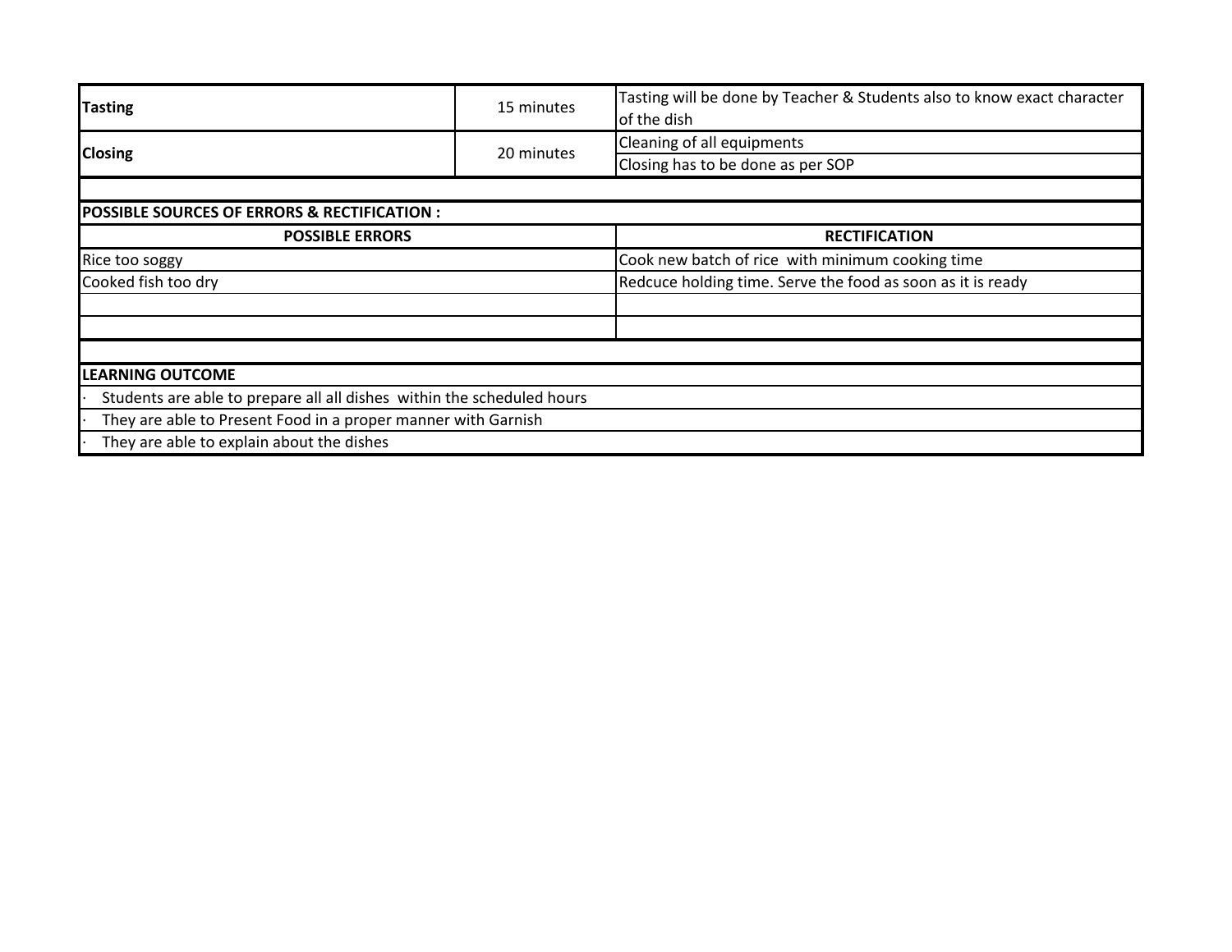| | | |
|---|---|---|
| **Tasting** | 15 minutes | Tasting will be done by Teacher & Students also to know exact character of the dish |
| **Closing** | 20 minutes | Cleaning of all equipments |
| | | Closing has to be done as per SOP |

**POSSIBLE SOURCES OF ERRORS & RECTIFICATION :**

| POSSIBLE ERRORS | RECTIFICATION |
|---|---|
| Rice too soggy | Cook new batch of rice  with minimum cooking time |
| Cooked fish too dry | Redcuce holding time. Serve the food as soon as it is ready |
| | |
| | |

**LEARNING OUTCOME**

- Students are able to prepare all all dishes  within the scheduled hours
- They are able to Present Food in a proper manner with Garnish
- They are able to explain about the dishes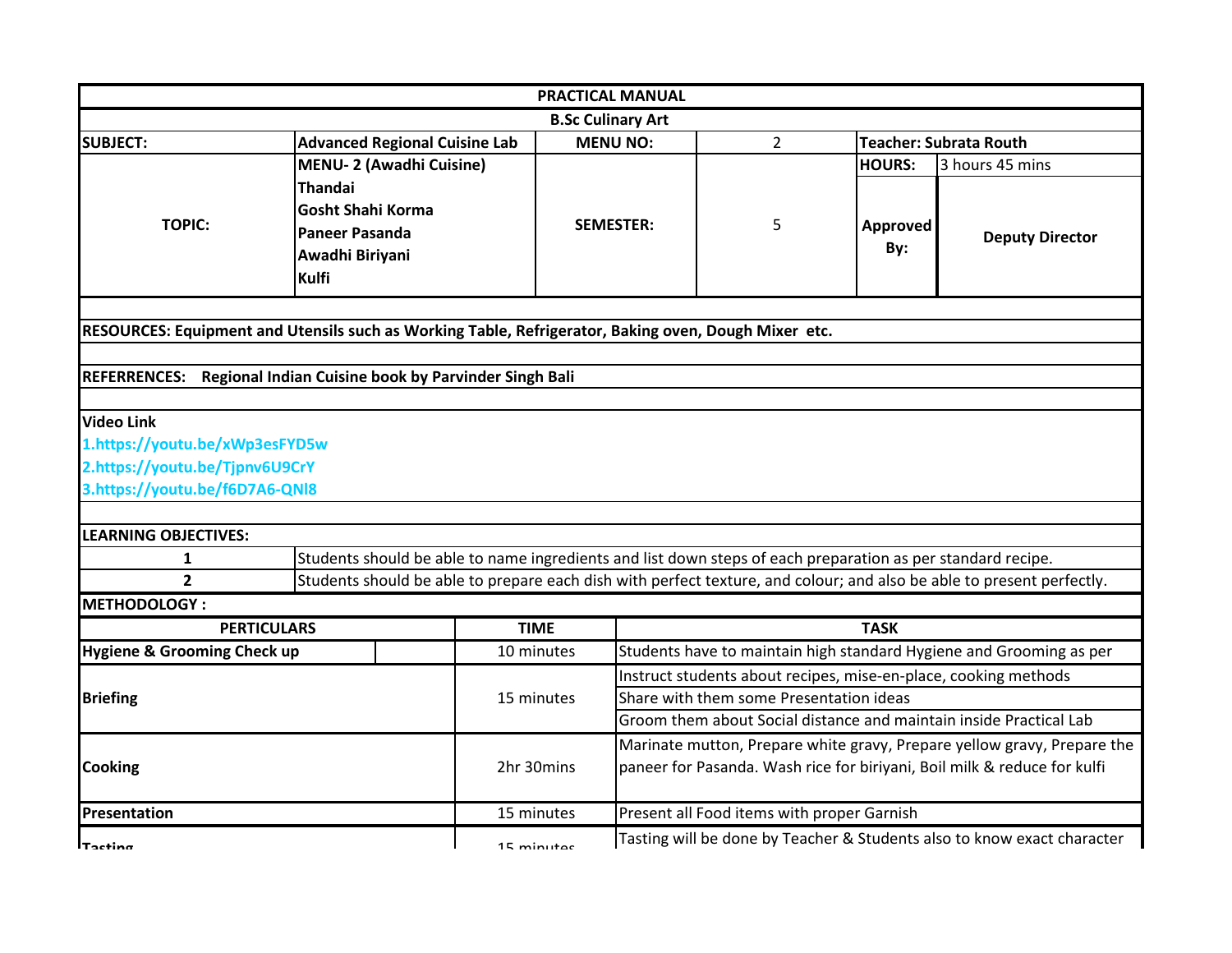| PRACTICAL MANUAL | | | | | |
|---|---|---|---|---|---|
| B.Sc Culinary Art | | | | | |
| **SUBJECT:** | **Advanced Regional Cuisine Lab** | **MENU NO:** | 2 | **Teacher: Subrata Routh** | |
| **TOPIC:** | **MENU- 2 (Awadhi Cuisine)**<br>**Thandai**<br>**Gosht Shahi Korma**<br>**Paneer Pasanda**<br>**Awadhi Biriyani**<br>**Kulfi** | **SEMESTER:** | 5 | **HOURS:** | 3 hours 45 mins |
| | | | | **Approved By:** | **Deputy Director** |

**RESOURCES: Equipment and Utensils such as Working Table, Refrigerator, Baking oven, Dough Mixer etc.**

**REFERRENCES: Regional Indian Cuisine book by Parvinder Singh Bali**

**Video Link**

1.https://youtu.be/xWp3esFYD5w
2.https://youtu.be/Tjpnv6U9CrY
3.https://youtu.be/f6D7A6-QNl8

**LEARNING OBJECTIVES:**

| | |
|---|---|
| **1** | Students should be able to name ingredients and list down steps of each preparation as per standard recipe. |
| **2** | Students should be able to prepare each dish with perfect texture, and colour; and also be able to present perfectly. |

**METHODOLOGY :**

| PERTICULARS | TIME | TASK |
|---|---|---|
| **Hygiene & Grooming Check up** | 10 minutes | Students have to maintain high standard Hygiene and Grooming as per |
| **Briefing** | 15 minutes | Instruct students about recipes, mise-en-place, cooking methods |
| | | Share with them some Presentation ideas |
| | | Groom them about Social distance and maintain inside Practical Lab |
| **Cooking** | 2hr 30mins | Marinate mutton, Prepare white gravy, Prepare yellow gravy, Prepare the paneer for Pasanda. Wash rice for biriyani, Boil milk & reduce for kulfi |
| **Presentation** | 15 minutes | Present all Food items with proper Garnish |
| **Tasting** | 15 minutes | Tasting will be done by Teacher & Students also to know exact character |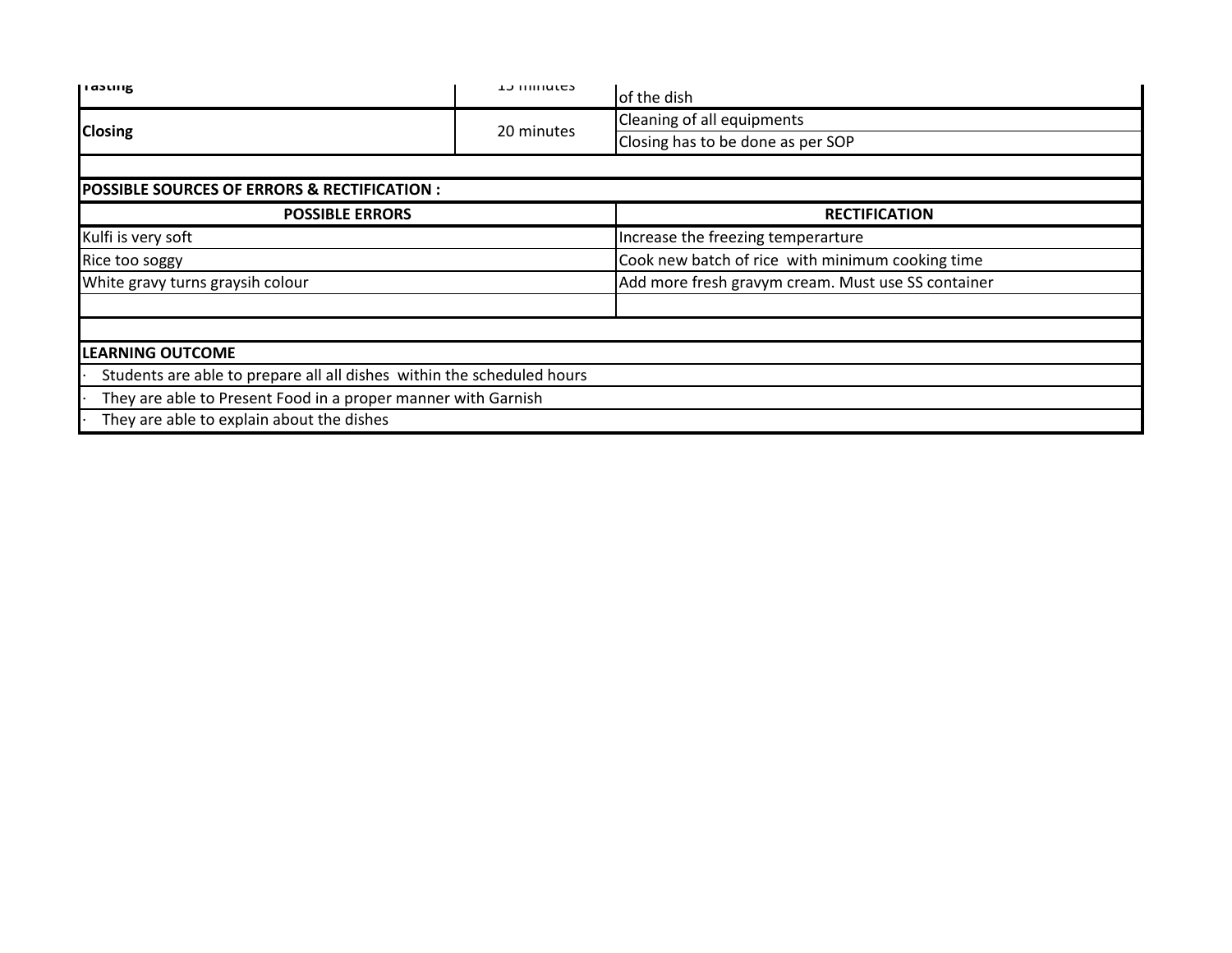| Tasting | 15 minutes | of the dish |
|---|---|---|
| Closing | 20 minutes | Cleaning of all equipments |
| | | Closing has to be done as per SOP |

**POSSIBLE SOURCES OF ERRORS & RECTIFICATION :**

| POSSIBLE ERRORS | RECTIFICATION |
|---|---|
| Kulfi is very soft | Increase the freezing temperarture |
| Rice too soggy | Cook new batch of rice  with minimum cooking time |
| White gravy turns graysih colour | Add more fresh gravym cream. Must use SS container |
| | |

**LEARNING OUTCOME**

- Students are able to prepare all all dishes  within the scheduled hours
- They are able to Present Food in a proper manner with Garnish
- They are able to explain about the dishes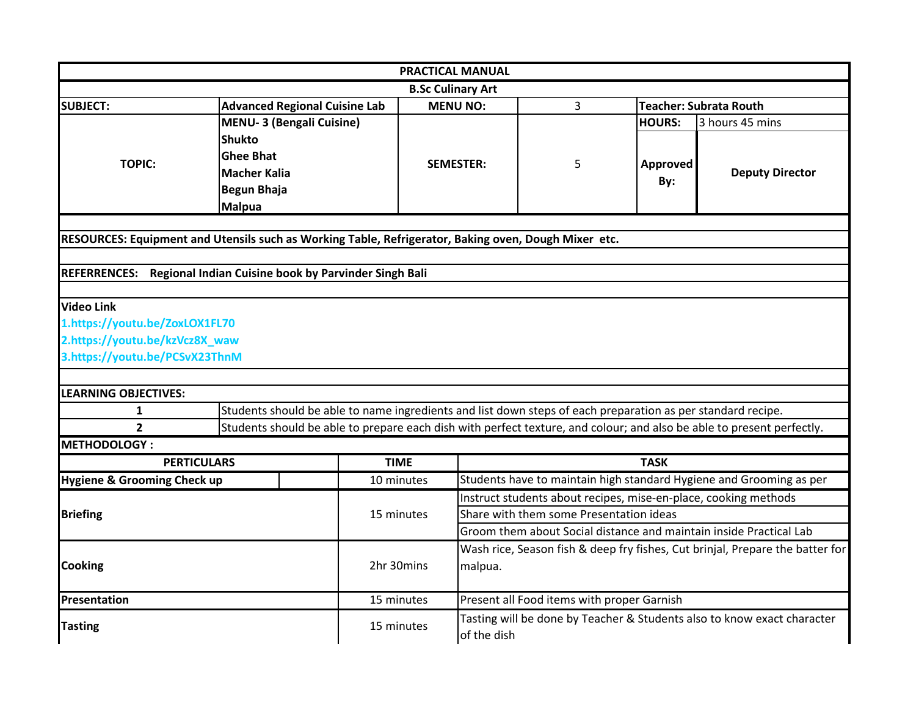# PRACTICAL MANUAL

## B.Sc Culinary Art

| SUBJECT: | Advanced Regional Cuisine Lab | MENU NO: | 3 | Teacher: Subrata Routh | |
|---|---|---|---|---|---|
| TOPIC: | **MENU- 3 (Bengali Cuisine)**<br>Shukto<br>Ghee Bhat<br>Macher Kalia<br>Begun Bhaja<br>Malpua | SEMESTER: | 5 | HOURS: | 3 hours 45 mins |
| | | | | Approved By: | Deputy Director |

**RESOURCES: Equipment and Utensils such as Working Table, Refrigerator, Baking oven, Dough Mixer etc.**

**REFERRENCES: Regional Indian Cuisine book by Parvinder Singh Bali**

**Video Link**

1.https://youtu.be/ZoxLOX1FL70
2.https://youtu.be/kzVcz8X_waw
3.https://youtu.be/PCSvX23ThnM

**LEARNING OBJECTIVES:**

| | |
|---|---|
| 1 | Students should be able to name ingredients and list down steps of each preparation as per standard recipe. |
| 2 | Students should be able to prepare each dish with perfect texture, and colour; and also be able to present perfectly. |

**METHODOLOGY :**

| PERTICULARS | TIME | TASK |
|---|---|---|
| Hygiene & Grooming Check up | 10 minutes | Students have to maintain high standard Hygiene and Grooming as per |
| Briefing | 15 minutes | Instruct students about recipes, mise-en-place, cooking methods |
| | | Share with them some Presentation ideas |
| | | Groom them about Social distance and maintain inside Practical Lab |
| Cooking | 2hr 30mins | Wash rice, Season fish & deep fry fishes, Cut brinjal, Prepare the batter for malpua. |
| Presentation | 15 minutes | Present all Food items with proper Garnish |
| Tasting | 15 minutes | Tasting will be done by Teacher & Students also to know exact character of the dish |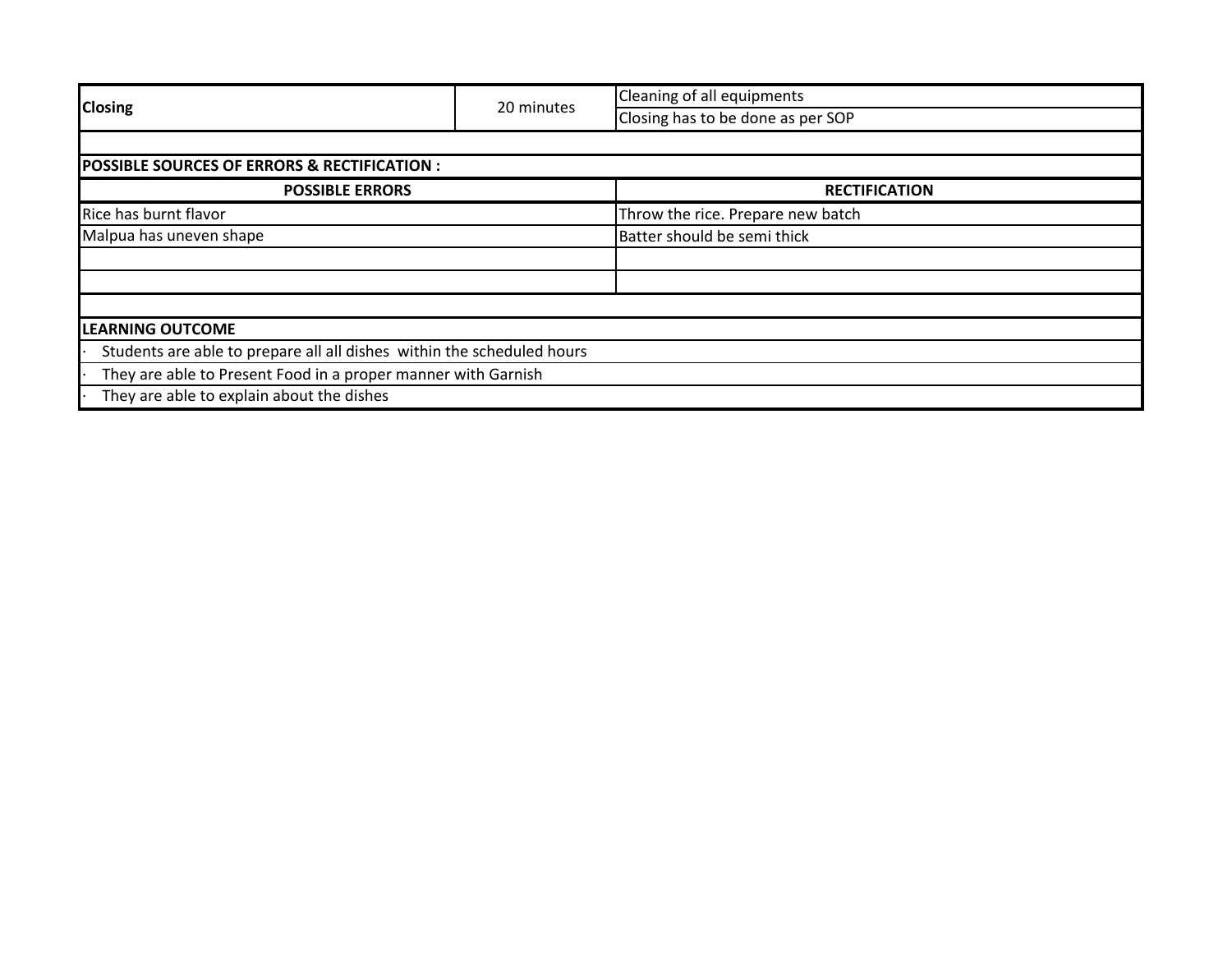| Closing | 20 minutes | Cleaning of all equipments |
|---|---|---|
| | | Closing has to be done as per SOP |

**POSSIBLE SOURCES OF ERRORS & RECTIFICATION :**

| POSSIBLE ERRORS | RECTIFICATION |
|---|---|
| Rice has burnt flavor | Throw the rice. Prepare new batch |
| Malpua has uneven shape | Batter should be semi thick |
| | |
| | |

**LEARNING OUTCOME**

- Students are able to prepare all all dishes within the scheduled hours
- They are able to Present Food in a proper manner with Garnish
- They are able to explain about the dishes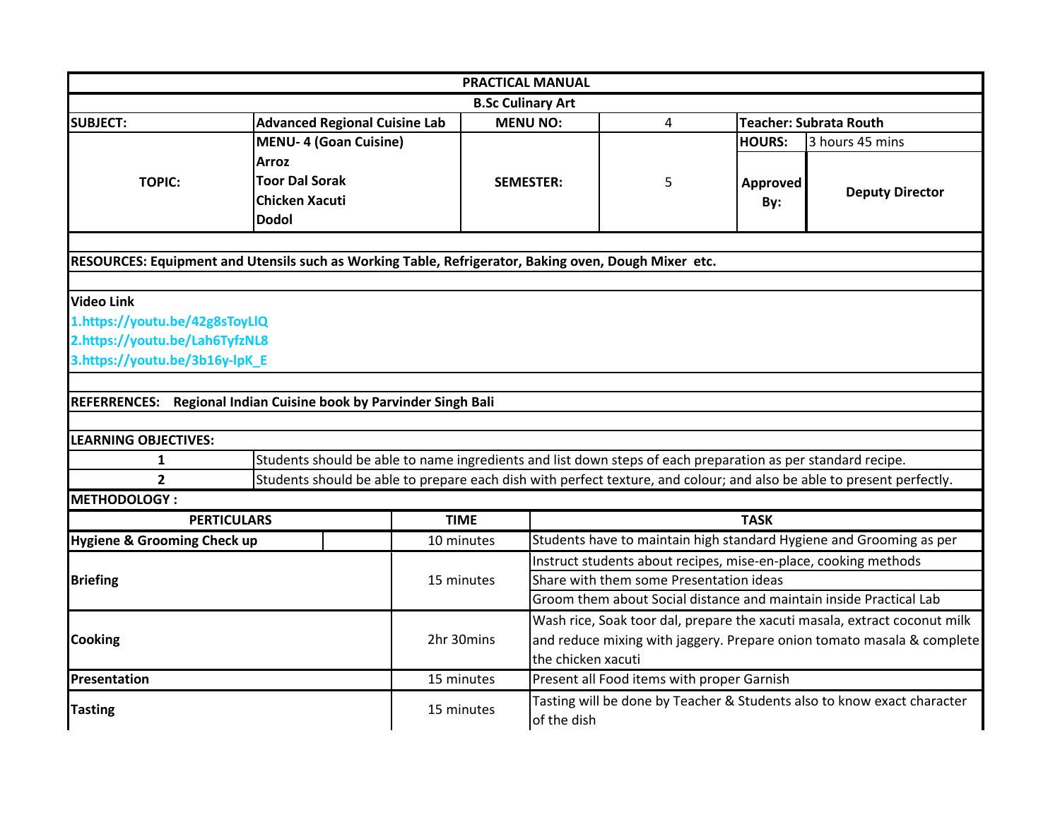| PRACTICAL MANUAL | | | | | |
|---|---|---|---|---|---|
| **B.Sc Culinary Art** | | | | | |
| **SUBJECT:** | **Advanced Regional Cuisine Lab** | **MENU NO:** | 4 | **Teacher: Subrata Routh** | |
| **TOPIC:** | **MENU- 4 (Goan Cuisine)**<br>**Arroz**<br>**Toor Dal Sorak**<br>**Chicken Xacuti**<br>**Dodol** | **SEMESTER:** | 5 | **HOURS:** | 3 hours 45 mins |
| | | | | **Approved By:** | **Deputy Director** |

**RESOURCES: Equipment and Utensils such as Working Table, Refrigerator, Baking oven, Dough Mixer etc.**

**Video Link**

1.https://youtu.be/42g8sToyLlQ

2.https://youtu.be/Lah6TyfzNL8

3.https://youtu.be/3b16y-lpK_E

**REFERRENCES: Regional Indian Cuisine book by Parvinder Singh Bali**

**LEARNING OBJECTIVES:**

| | |
|---|---|
| **1** | Students should be able to name ingredients and list down steps of each preparation as per standard recipe. |
| **2** | Students should be able to prepare each dish with perfect texture, and colour; and also be able to present perfectly. |

**METHODOLOGY :**

| PERTICULARS | TIME | TASK |
|---|---|---|
| **Hygiene & Grooming Check up** | 10 minutes | Students have to maintain high standard Hygiene and Grooming as per |
| **Briefing** | 15 minutes | Instruct students about recipes, mise-en-place, cooking methods |
| | | Share with them some Presentation ideas |
| | | Groom them about Social distance and maintain inside Practical Lab |
| **Cooking** | 2hr 30mins | Wash rice, Soak toor dal, prepare the xacuti masala, extract coconut milk and reduce mixing with jaggery. Prepare onion tomato masala & complete the chicken xacuti |
| **Presentation** | 15 minutes | Present all Food items with proper Garnish |
| **Tasting** | 15 minutes | Tasting will be done by Teacher & Students also to know exact character of the dish |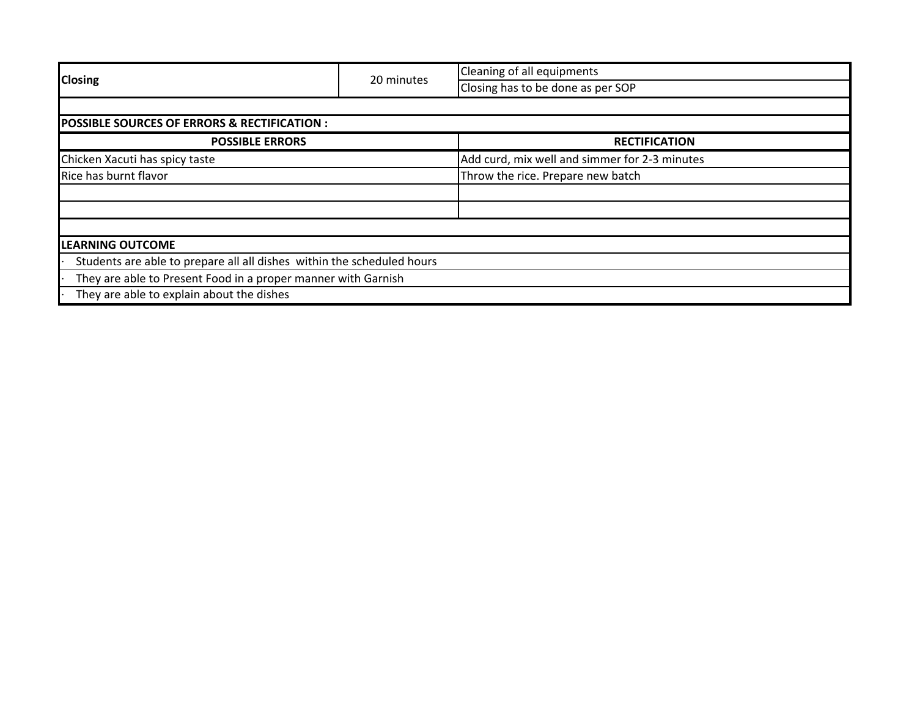| Closing | 20 minutes | Cleaning of all equipments |
| --- | --- | --- |
| | | Closing has to be done as per SOP |

**POSSIBLE SOURCES OF ERRORS & RECTIFICATION :**

| POSSIBLE ERRORS | RECTIFICATION |
| --- | --- |
| Chicken Xacuti has spicy taste | Add curd, mix well and simmer for 2-3 minutes |
| Rice has burnt flavor | Throw the rice. Prepare new batch |
| | |
| | |

**LEARNING OUTCOME**

- Students are able to prepare all all dishes  within the scheduled hours
- They are able to Present Food in a proper manner with Garnish
- They are able to explain about the dishes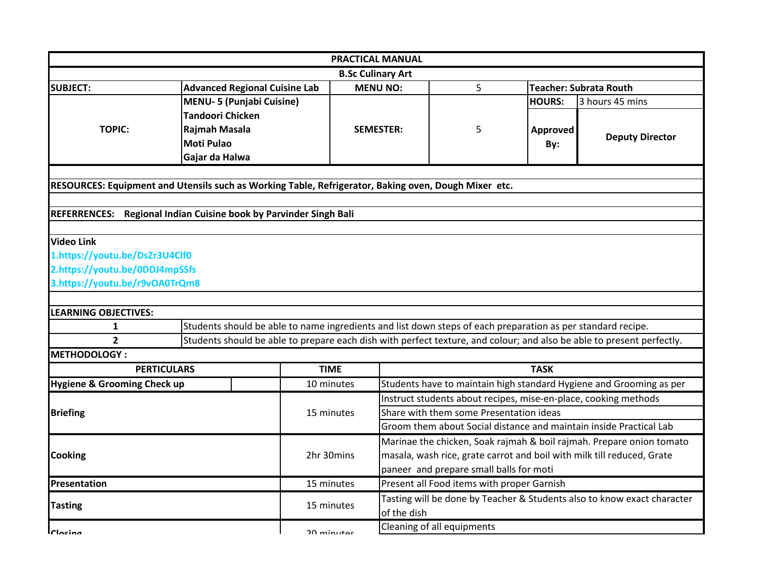# PRACTICAL MANUAL

## B.Sc Culinary Art

| SUBJECT: | Advanced Regional Cuisine Lab | MENU NO: | 5 | Teacher: Subrata Routh | |
|---|---|---|---|---|---|
| TOPIC: | MENU- 5 (Punjabi Cuisine)<br>Tandoori Chicken<br>Rajmah Masala<br>Moti Pulao<br>Gajar da Halwa | SEMESTER: | 5 | HOURS: | 3 hours 45 mins |
| | | | | Approved By: | Deputy Director |

**RESOURCES: Equipment and Utensils such as Working Table, Refrigerator, Baking oven, Dough Mixer etc.**

**REFERRENCES: Regional Indian Cuisine book by Parvinder Singh Bali**

**Video Link**

1.https://youtu.be/DsZr3U4Clf0
2.https://youtu.be/0DDJ4mpSSfs
3.https://youtu.be/r9vOA0TrQm8

**LEARNING OBJECTIVES:**

| | |
|---|---|
| 1 | Students should be able to name ingredients and list down steps of each preparation as per standard recipe. |
| 2 | Students should be able to prepare each dish with perfect texture, and colour; and also be able to present perfectly. |

**METHODOLOGY :**

| PERTICULARS | TIME | TASK |
|---|---|---|
| Hygiene & Grooming Check up | 10 minutes | Students have to maintain high standard Hygiene and Grooming as per |
| Briefing | 15 minutes | Instruct students about recipes, mise-en-place, cooking methods<br>Share with them some Presentation ideas<br>Groom them about Social distance and maintain inside Practical Lab |
| Cooking | 2hr 30mins | Marinae the chicken, Soak rajmah & boil rajmah. Prepare onion tomato masala, wash rice, grate carrot and boil with milk till reduced, Grate paneer and prepare small balls for moti |
| Presentation | 15 minutes | Present all Food items with proper Garnish |
| Tasting | 15 minutes | Tasting will be done by Teacher & Students also to know exact character of the dish |
| Closing | 20 minutes | Cleaning of all equipments |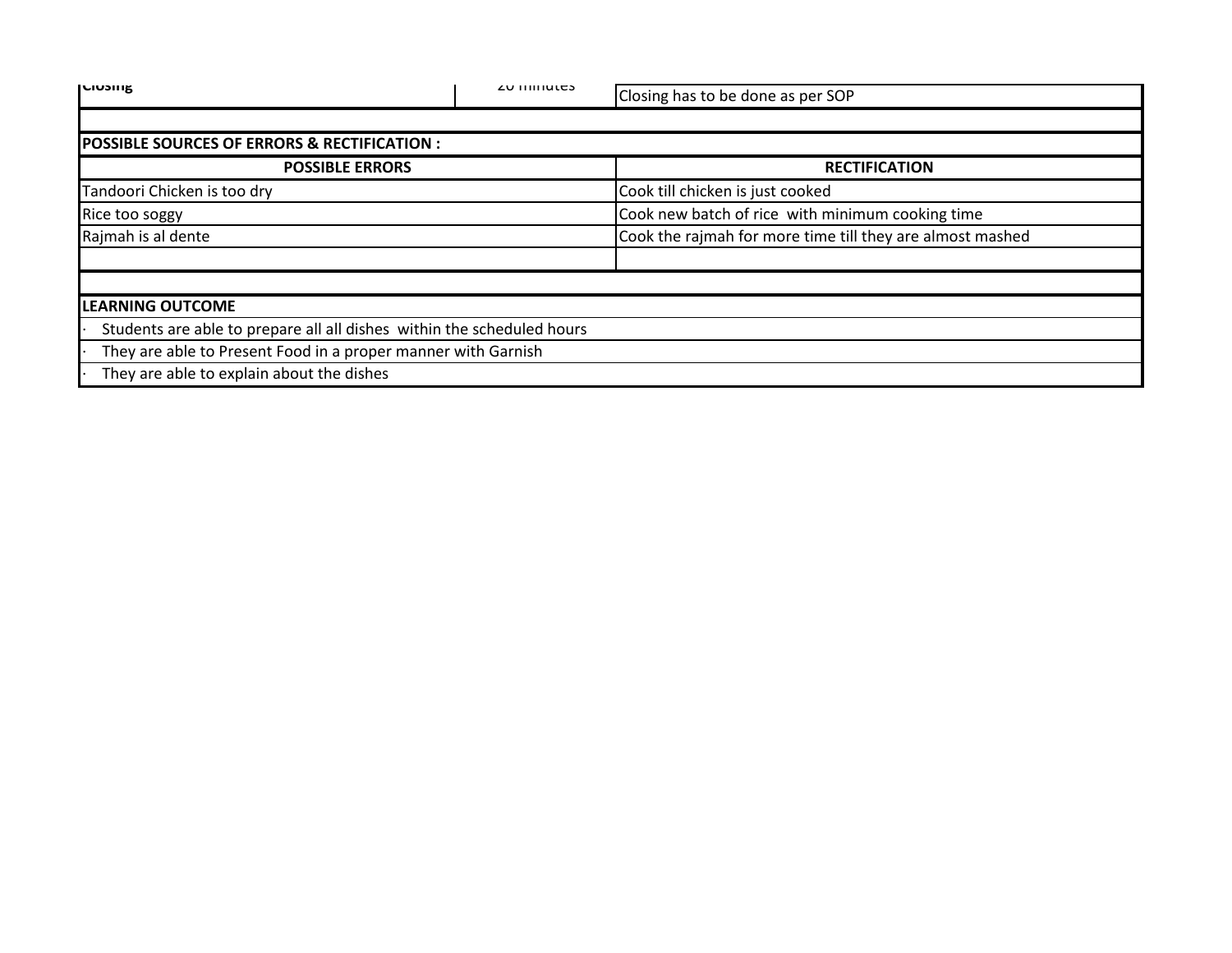| Closing | 20 minutes | Closing has to be done as per SOP |
|---|---|---|

**POSSIBLE SOURCES OF ERRORS & RECTIFICATION :**

| POSSIBLE ERRORS | RECTIFICATION |
|---|---|
| Tandoori Chicken is too dry | Cook till chicken is just cooked |
| Rice too soggy | Cook new batch of rice  with minimum cooking time |
| Rajmah is al dente | Cook the rajmah for more time till they are almost mashed |
| | |

**LEARNING OUTCOME**

- Students are able to prepare all all dishes  within the scheduled hours
- They are able to Present Food in a proper manner with Garnish
- They are able to explain about the dishes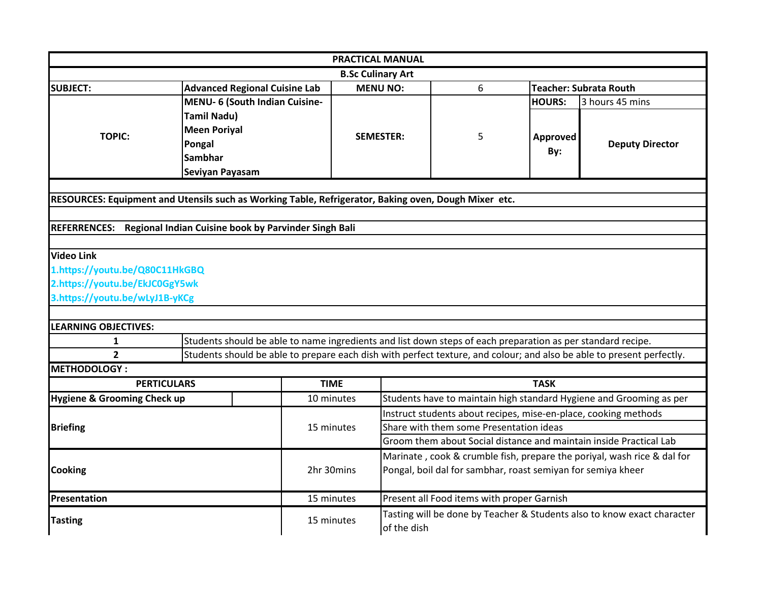| PRACTICAL MANUAL | | | | | |
|---|---|---|---|---|---|
| **B.Sc Culinary Art** | | | | | |
| **SUBJECT:** | **Advanced Regional Cuisine Lab** | **MENU NO:** | 6 | **Teacher: Subrata Routh** | |
| **TOPIC:** | **MENU- 6 (South Indian Cuisine-Tamil Nadu)**<br>**Meen Poriyal**<br>**Pongal**<br>**Sambhar**<br>**Seviyan Payasam** | **SEMESTER:** | 5 | **HOURS:** | 3 hours 45 mins |
| | | | | **Approved By:** | **Deputy Director** |

**RESOURCES: Equipment and Utensils such as Working Table, Refrigerator, Baking oven, Dough Mixer etc.**

**REFERRENCES: Regional Indian Cuisine book by Parvinder Singh Bali**

**Video Link**

1.https://youtu.be/Q80C11HkGBQ
2.https://youtu.be/EkJC0GgY5wk
3.https://youtu.be/wLyJ1B-yKCg

**LEARNING OBJECTIVES:**

| | |
|---|---|
| **1** | Students should be able to name ingredients and list down steps of each preparation as per standard recipe. |
| **2** | Students should be able to prepare each dish with perfect texture, and colour; and also be able to present perfectly. |

**METHODOLOGY :**

| PERTICULARS | TIME | TASK |
|---|---|---|
| **Hygiene & Grooming Check up** | 10 minutes | Students have to maintain high standard Hygiene and Grooming as per |
| **Briefing** | 15 minutes | Instruct students about recipes, mise-en-place, cooking methods<br>Share with them some Presentation ideas<br>Groom them about Social distance and maintain inside Practical Lab |
| **Cooking** | 2hr 30mins | Marinate , cook & crumble fish, prepare the poriyal, wash rice & dal for Pongal, boil dal for sambhar, roast semiyan for semiya kheer |
| **Presentation** | 15 minutes | Present all Food items with proper Garnish |
| **Tasting** | 15 minutes | Tasting will be done by Teacher & Students also to know exact character of the dish |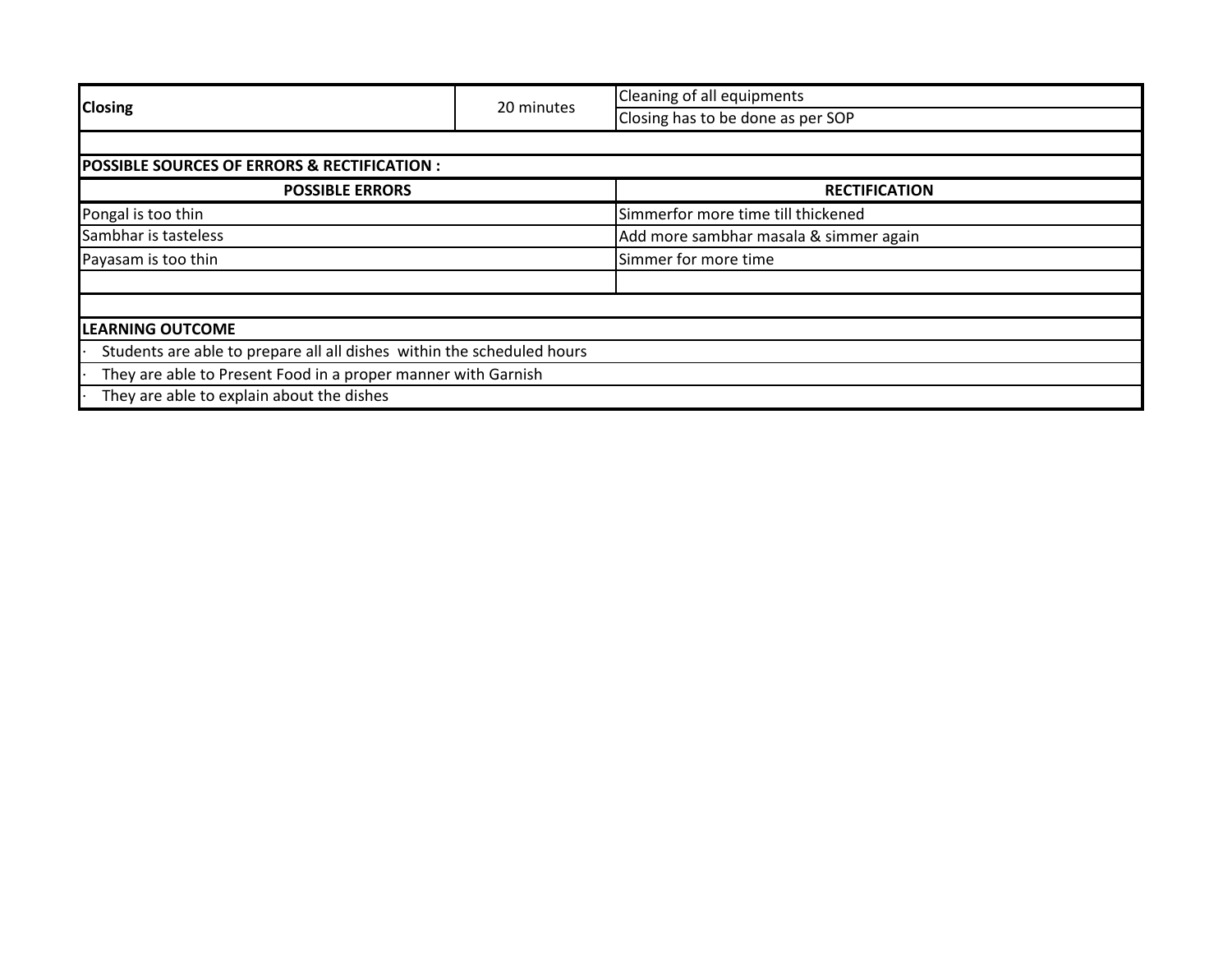| Closing | 20 minutes | Cleaning of all equipments |
|---|---|---|
| | | Closing has to be done as per SOP |

**POSSIBLE SOURCES OF ERRORS & RECTIFICATION :**

| POSSIBLE ERRORS | RECTIFICATION |
|---|---|
| Pongal is too thin | Simmerfor more time till thickened |
| Sambhar is tasteless | Add more sambhar masala & simmer again |
| Payasam is too thin | Simmer for more time |
| | |

**LEARNING OUTCOME**

- Students are able to prepare all all dishes within the scheduled hours
- They are able to Present Food in a proper manner with Garnish
- They are able to explain about the dishes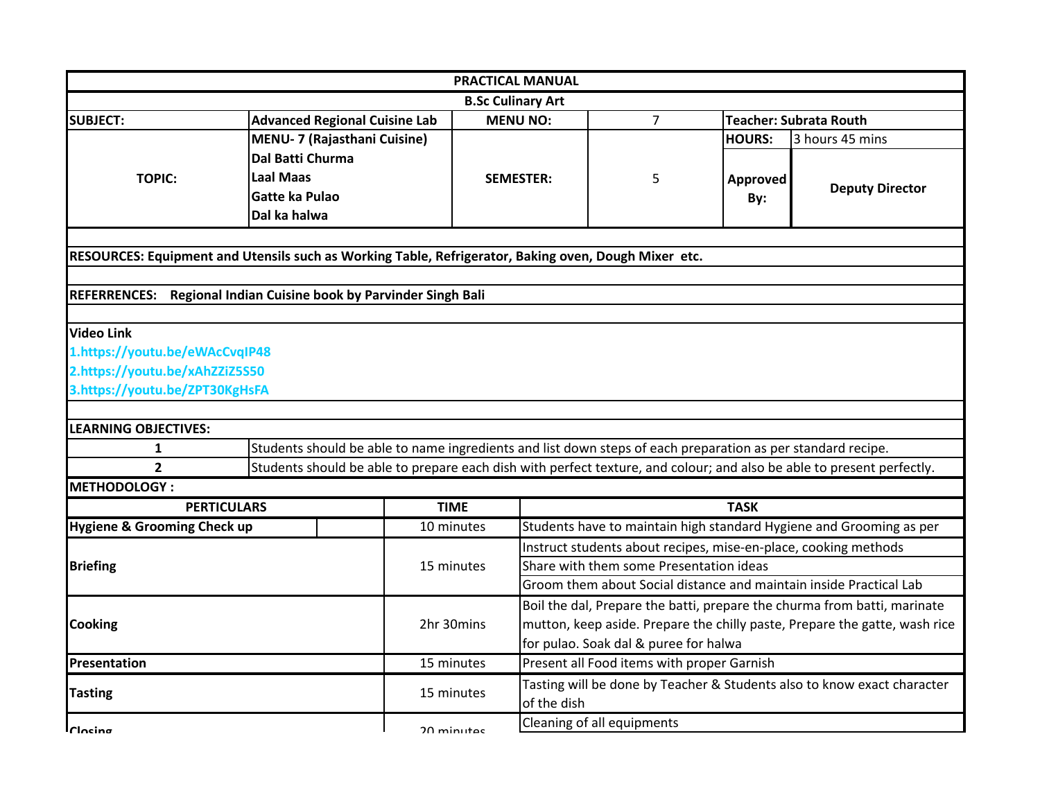| PRACTICAL MANUAL | | | | | |
|---|---|---|---|---|---|
| **B.Sc Culinary Art** | | | | | |
| **SUBJECT:** | **Advanced Regional Cuisine Lab** | **MENU NO:** | 7 | **Teacher: Subrata Routh** | |
| **TOPIC:** | **MENU- 7 (Rajasthani Cuisine)**<br>**Dal Batti Churma**<br>**Laal Maas**<br>**Gatte ka Pulao**<br>**Dal ka halwa** | **SEMESTER:** | 5 | **HOURS:** | 3 hours 45 mins |
| | | | | **Approved By:** | **Deputy Director** |

**RESOURCES: Equipment and Utensils such as Working Table, Refrigerator, Baking oven, Dough Mixer etc.**

**REFERRENCES: Regional Indian Cuisine book by Parvinder Singh Bali**

**Video Link**

**1.https://youtu.be/eWAcCvqIP48**

**2.https://youtu.be/xAhZZiZ5S50**

**3.https://youtu.be/ZPT30KgHsFA**

**LEARNING OBJECTIVES:**

| | |
|---|---|
| **1** | Students should be able to name ingredients and list down steps of each preparation as per standard recipe. |
| **2** | Students should be able to prepare each dish with perfect texture, and colour; and also be able to present perfectly. |

**METHODOLOGY :**

| PERTICULARS | TIME | TASK |
|---|---|---|
| **Hygiene & Grooming Check up** | 10 minutes | Students have to maintain high standard Hygiene and Grooming as per |
| **Briefing** | 15 minutes | Instruct students about recipes, mise-en-place, cooking methods<br>Share with them some Presentation ideas<br>Groom them about Social distance and maintain inside Practical Lab |
| **Cooking** | 2hr 30mins | Boil the dal, Prepare the batti, prepare the churma from batti, marinate mutton, keep aside. Prepare the chilly paste, Prepare the gatte, wash rice for pulao. Soak dal & puree for halwa |
| **Presentation** | 15 minutes | Present all Food items with proper Garnish |
| **Tasting** | 15 minutes | Tasting will be done by Teacher & Students also to know exact character of the dish |
| **Closing** | 20 minutes | Cleaning of all equipments |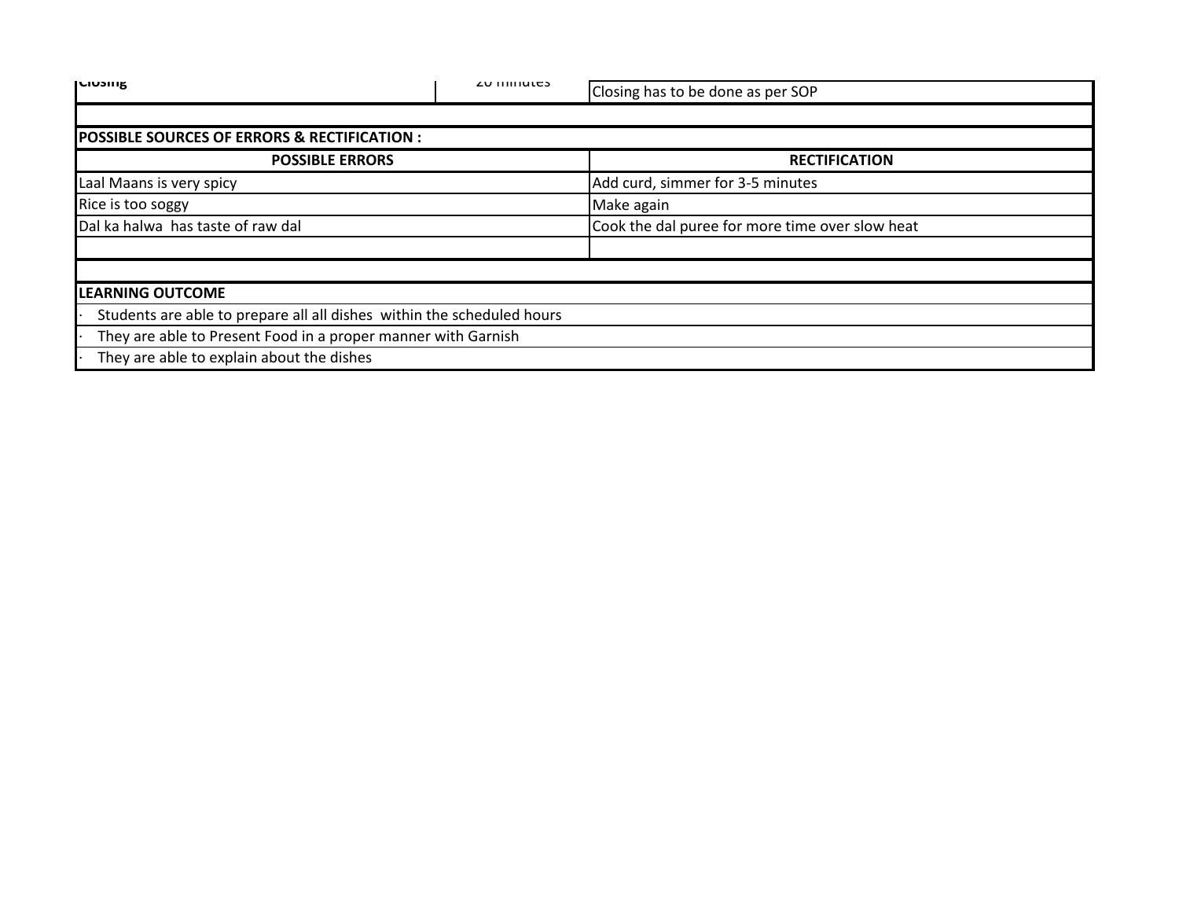| Closing | 20 minutes | Closing has to be done as per SOP |
|---|---|---|

**POSSIBLE SOURCES OF ERRORS & RECTIFICATION :**

| POSSIBLE ERRORS | RECTIFICATION |
|---|---|
| Laal Maans is very spicy | Add curd, simmer for 3-5 minutes |
| Rice is too soggy | Make again |
| Dal ka halwa  has taste of raw dal | Cook the dal puree for more time over slow heat |
| | |

**LEARNING OUTCOME**

- Students are able to prepare all all dishes  within the scheduled hours
- They are able to Present Food in a proper manner with Garnish
- They are able to explain about the dishes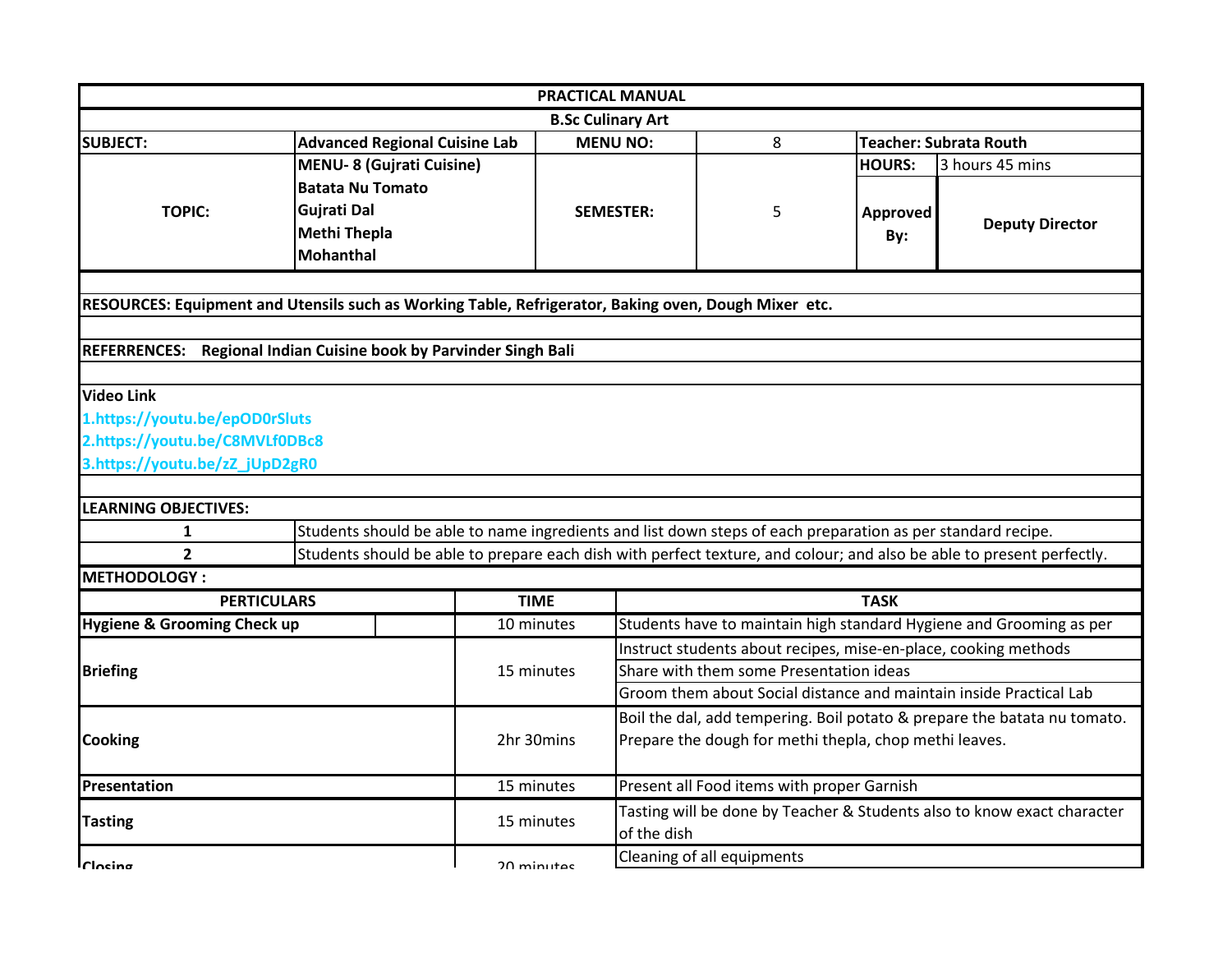| PRACTICAL MANUAL | | | | | |
|---|---|---|---|---|---|
| B.Sc Culinary Art | | | | | |
| **SUBJECT:** | **Advanced Regional Cuisine Lab** | **MENU NO:** | 8 | **Teacher: Subrata Routh** | |
| **TOPIC:** | **MENU- 8 (Gujrati Cuisine)**<br>**Batata Nu Tomato**<br>**Gujrati Dal**<br>**Methi Thepla**<br>**Mohanthal** | **SEMESTER:** | 5 | **HOURS:** | 3 hours 45 mins |
| | | | | **Approved By:** | **Deputy Director** |

**RESOURCES: Equipment and Utensils such as Working Table, Refrigerator, Baking oven, Dough Mixer etc.**

**REFERRENCES: Regional Indian Cuisine book by Parvinder Singh Bali**

**Video Link**

1.https://youtu.be/epOD0rSluts
2.https://youtu.be/C8MVLf0DBc8
3.https://youtu.be/zZ_jUpD2gR0

**LEARNING OBJECTIVES:**

| | |
|---|---|
| 1 | Students should be able to name ingredients and list down steps of each preparation as per standard recipe. |
| 2 | Students should be able to prepare each dish with perfect texture, and colour; and also be able to present perfectly. |

**METHODOLOGY :**

| PERTICULARS | TIME | TASK |
|---|---|---|
| **Hygiene & Grooming Check up** | 10 minutes | Students have to maintain high standard Hygiene and Grooming as per |
| **Briefing** | 15 minutes | Instruct students about recipes, mise-en-place, cooking methods<br>Share with them some Presentation ideas<br>Groom them about Social distance and maintain inside Practical Lab |
| **Cooking** | 2hr 30mins | Boil the dal, add tempering. Boil potato & prepare the batata nu tomato. Prepare the dough for methi thepla, chop methi leaves. |
| **Presentation** | 15 minutes | Present all Food items with proper Garnish |
| **Tasting** | 15 minutes | Tasting will be done by Teacher & Students also to know exact character of the dish |
| **Closing** | 20 minutes | Cleaning of all equipments |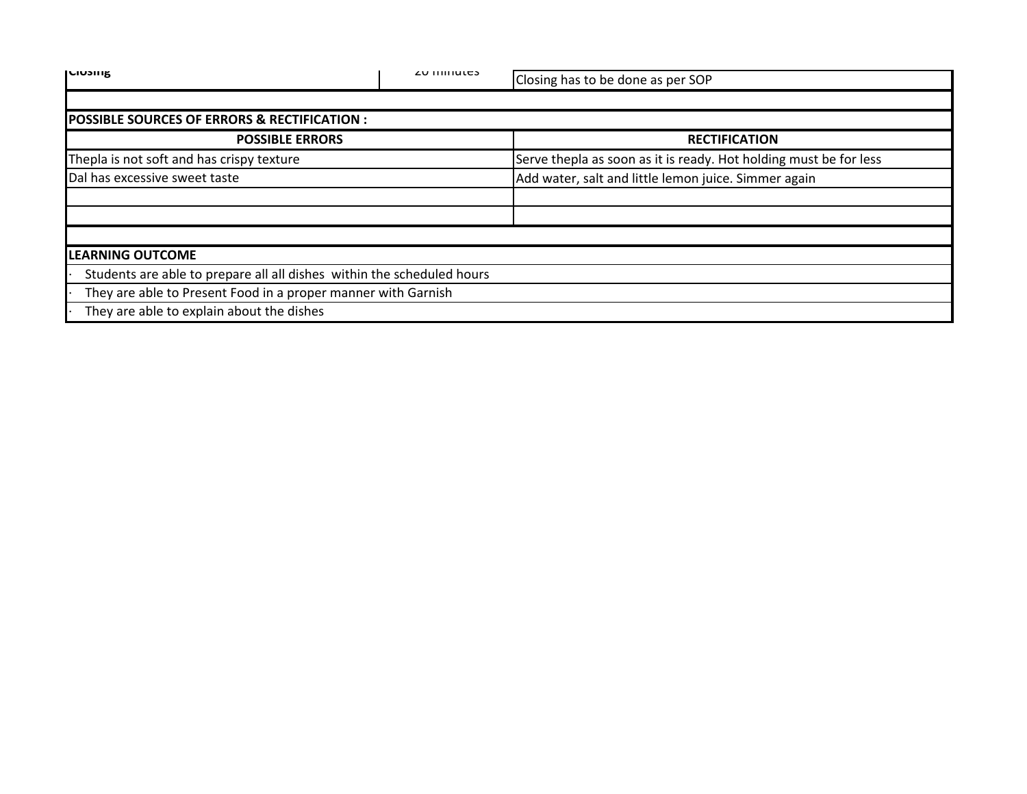| Closing | 20 minutes | Closing has to be done as per SOP |
|---|---|---|

**POSSIBLE SOURCES OF ERRORS & RECTIFICATION :**

| POSSIBLE ERRORS | RECTIFICATION |
|---|---|
| Thepla is not soft and has crispy texture | Serve thepla as soon as it is ready. Hot holding must be for less |
| Dal has excessive sweet taste | Add water, salt and little lemon juice. Simmer again |
| | |
| | |

**LEARNING OUTCOME**

- Students are able to prepare all all dishes within the scheduled hours
- They are able to Present Food in a proper manner with Garnish
- They are able to explain about the dishes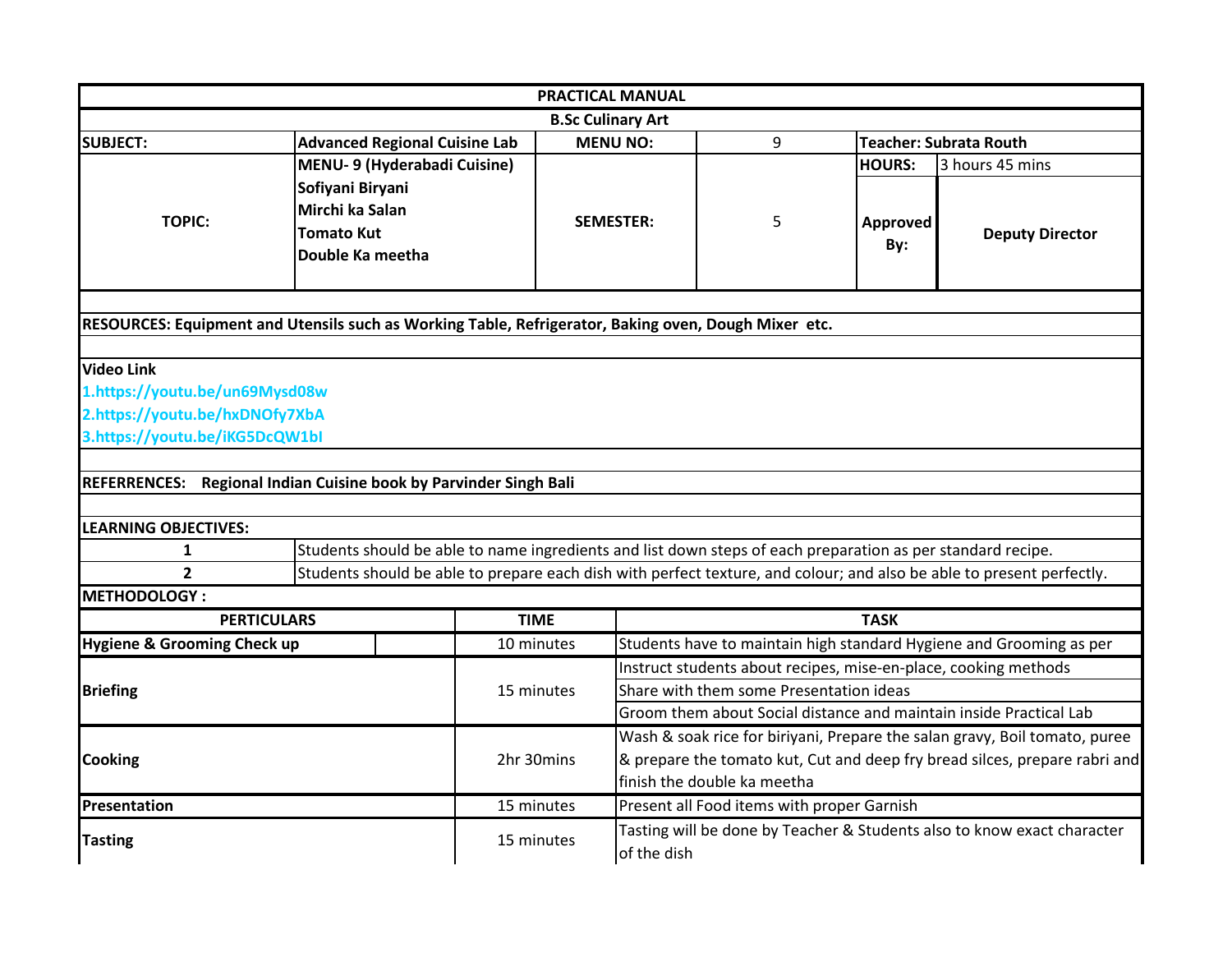| PRACTICAL MANUAL | | | | | |
|---|---|---|---|---|---|
| **B.Sc Culinary Art** | | | | | |
| **SUBJECT:** | **Advanced Regional Cuisine Lab** | **MENU NO:** | 9 | **Teacher: Subrata Routh** | |
| **TOPIC:** | **MENU- 9 (Hyderabadi Cuisine)**<br>**Sofiyani Biryani**<br>**Mirchi ka Salan**<br>**Tomato Kut**<br>**Double Ka meetha** | **SEMESTER:** | 5 | **HOURS:** | 3 hours 45 mins |
| | | | | **Approved By:** | **Deputy Director** |

**RESOURCES: Equipment and Utensils such as Working Table, Refrigerator, Baking oven, Dough Mixer etc.**

**Video Link**

1.https://youtu.be/un69Mysd08w

2.https://youtu.be/hxDNOfy7XbA

3.https://youtu.be/iKG5DcQW1bI

**REFERRENCES: Regional Indian Cuisine book by Parvinder Singh Bali**

**LEARNING OBJECTIVES:**

| | |
|---|---|
| **1** | Students should be able to name ingredients and list down steps of each preparation as per standard recipe. |
| **2** | Students should be able to prepare each dish with perfect texture, and colour; and also be able to present perfectly. |

**METHODOLOGY :**

| PERTICULARS | TIME | TASK |
|---|---|---|
| **Hygiene & Grooming Check up** | 10 minutes | Students have to maintain high standard Hygiene and Grooming as per |
| **Briefing** | 15 minutes | Instruct students about recipes, mise-en-place, cooking methods<br>Share with them some Presentation ideas<br>Groom them about Social distance and maintain inside Practical Lab |
| **Cooking** | 2hr 30mins | Wash & soak rice for biriyani, Prepare the salan gravy, Boil tomato, puree & prepare the tomato kut, Cut and deep fry bread silces, prepare rabri and finish the double ka meetha |
| **Presentation** | 15 minutes | Present all Food items with proper Garnish |
| **Tasting** | 15 minutes | Tasting will be done by Teacher & Students also to know exact character of the dish |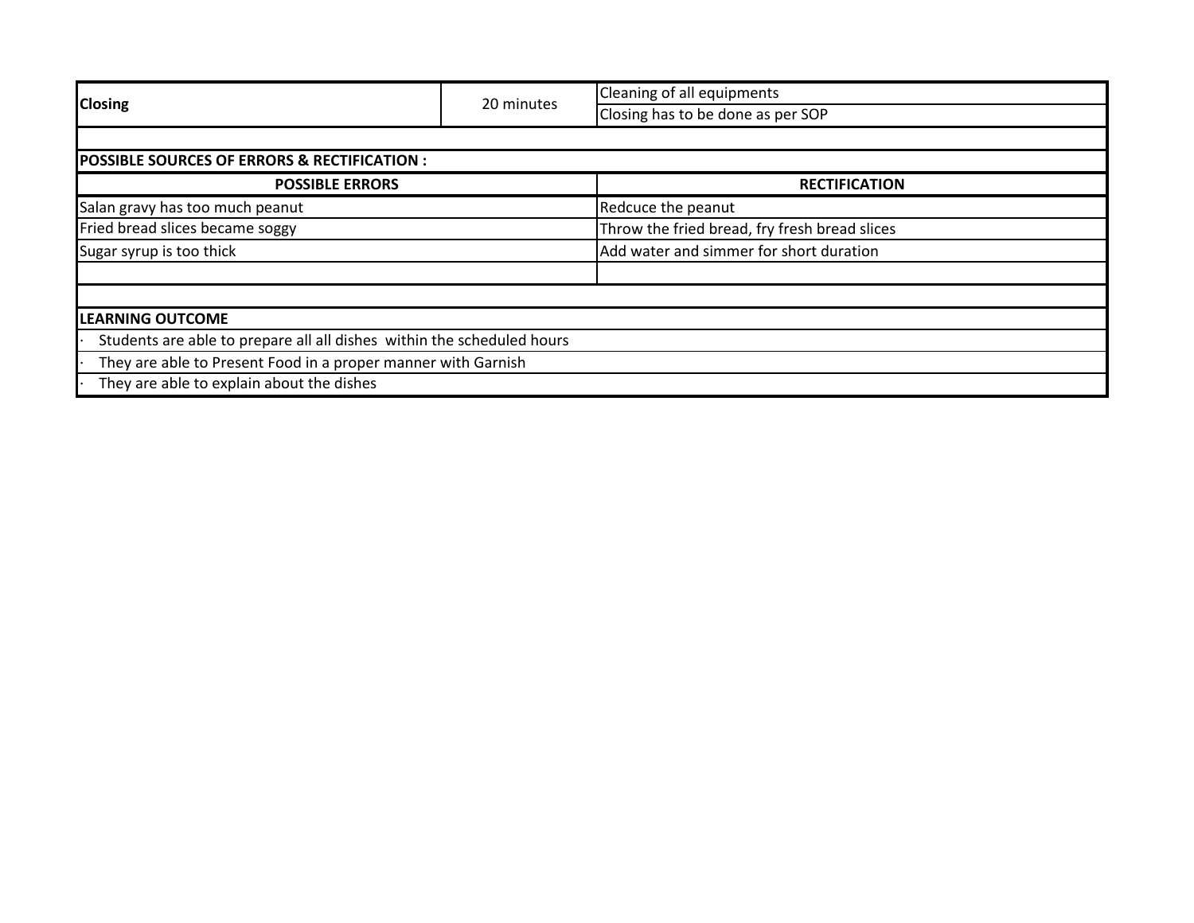| **Closing** | 20 minutes | Cleaning of all equipments |
|---|---|---|
| | | Closing has to be done as per SOP |

**POSSIBLE SOURCES OF ERRORS & RECTIFICATION :**

| POSSIBLE ERRORS | RECTIFICATION |
|---|---|
| Salan gravy has too much peanut | Redcuce the peanut |
| Fried bread slices became soggy | Throw the fried bread, fry fresh bread slices |
| Sugar syrup is too thick | Add water and simmer for short duration |
| | |

**LEARNING OUTCOME**

- Students are able to prepare all all dishes within the scheduled hours
- They are able to Present Food in a proper manner with Garnish
- They are able to explain about the dishes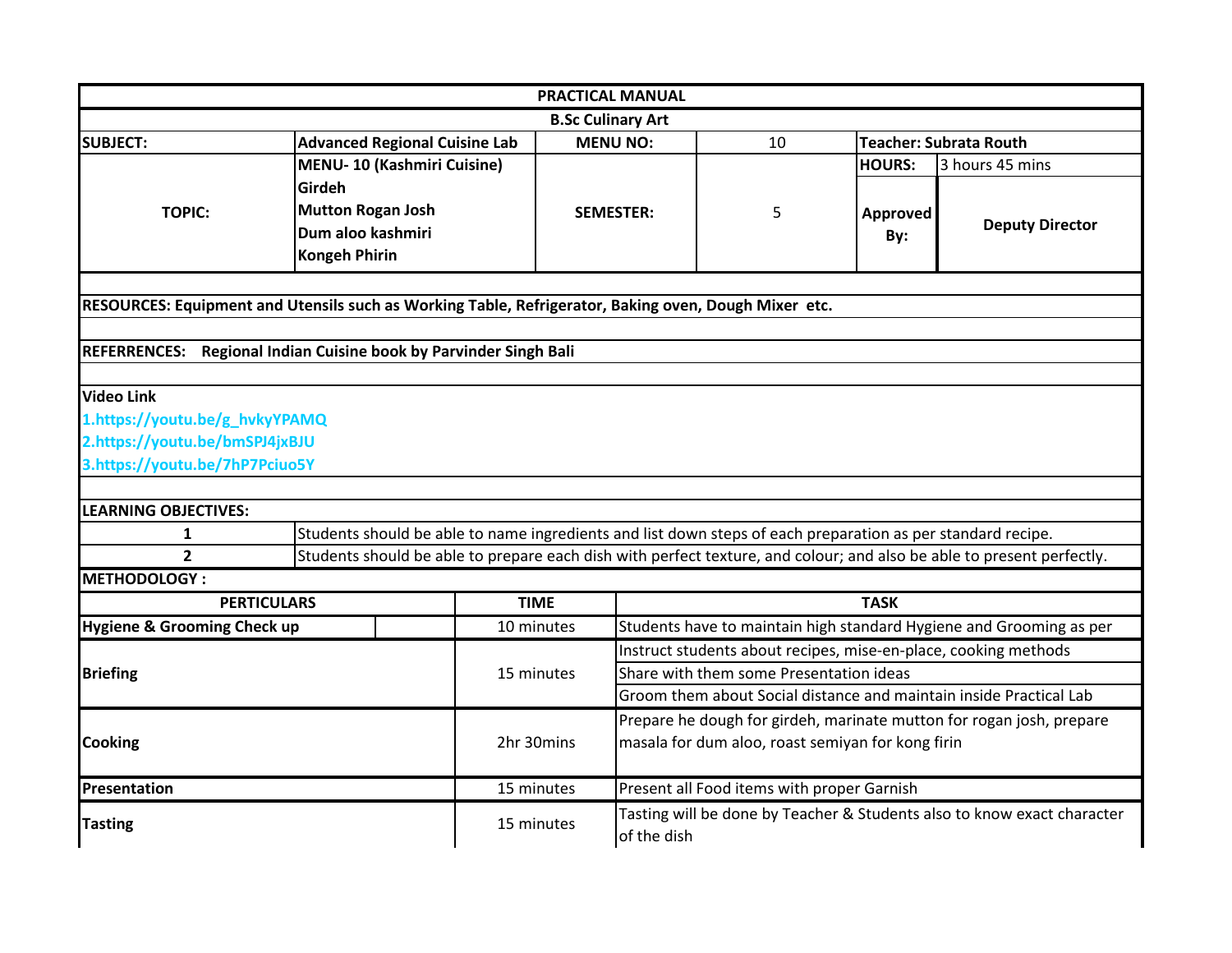# PRACTICAL MANUAL

## B.Sc Culinary Art

| SUBJECT: | Advanced Regional Cuisine Lab | MENU NO: | 10 | Teacher: Subrata Routh | |
|---|---|---|---|---|---|
| TOPIC: | MENU- 10 (Kashmiri Cuisine)<br>Girdeh<br>Mutton Rogan Josh<br>Dum aloo kashmiri<br>Kongeh Phirin | SEMESTER: | 5 | HOURS: | 3 hours 45 mins |
| | | | | Approved By: | Deputy Director |

**RESOURCES: Equipment and Utensils such as Working Table, Refrigerator, Baking oven, Dough Mixer etc.**

**REFERRENCES: Regional Indian Cuisine book by Parvinder Singh Bali**

**Video Link**

1.https://youtu.be/g_hvkyYPAMQ

2.https://youtu.be/bmSPJ4jxBJU

3.https://youtu.be/7hP7Pciuo5Y

**LEARNING OBJECTIVES:**

| | |
|---|---|
| 1 | Students should be able to name ingredients and list down steps of each preparation as per standard recipe. |
| 2 | Students should be able to prepare each dish with perfect texture, and colour; and also be able to present perfectly. |

**METHODOLOGY :**

| PERTICULARS | TIME | TASK |
|---|---|---|
| Hygiene & Grooming Check up | 10 minutes | Students have to maintain high standard Hygiene and Grooming as per |
| Briefing | 15 minutes | Instruct students about recipes, mise-en-place, cooking methods<br>Share with them some Presentation ideas<br>Groom them about Social distance and maintain inside Practical Lab |
| Cooking | 2hr 30mins | Prepare he dough for girdeh, marinate mutton for rogan josh, prepare masala for dum aloo, roast semiyan for kong firin |
| Presentation | 15 minutes | Present all Food items with proper Garnish |
| Tasting | 15 minutes | Tasting will be done by Teacher & Students also to know exact character of the dish |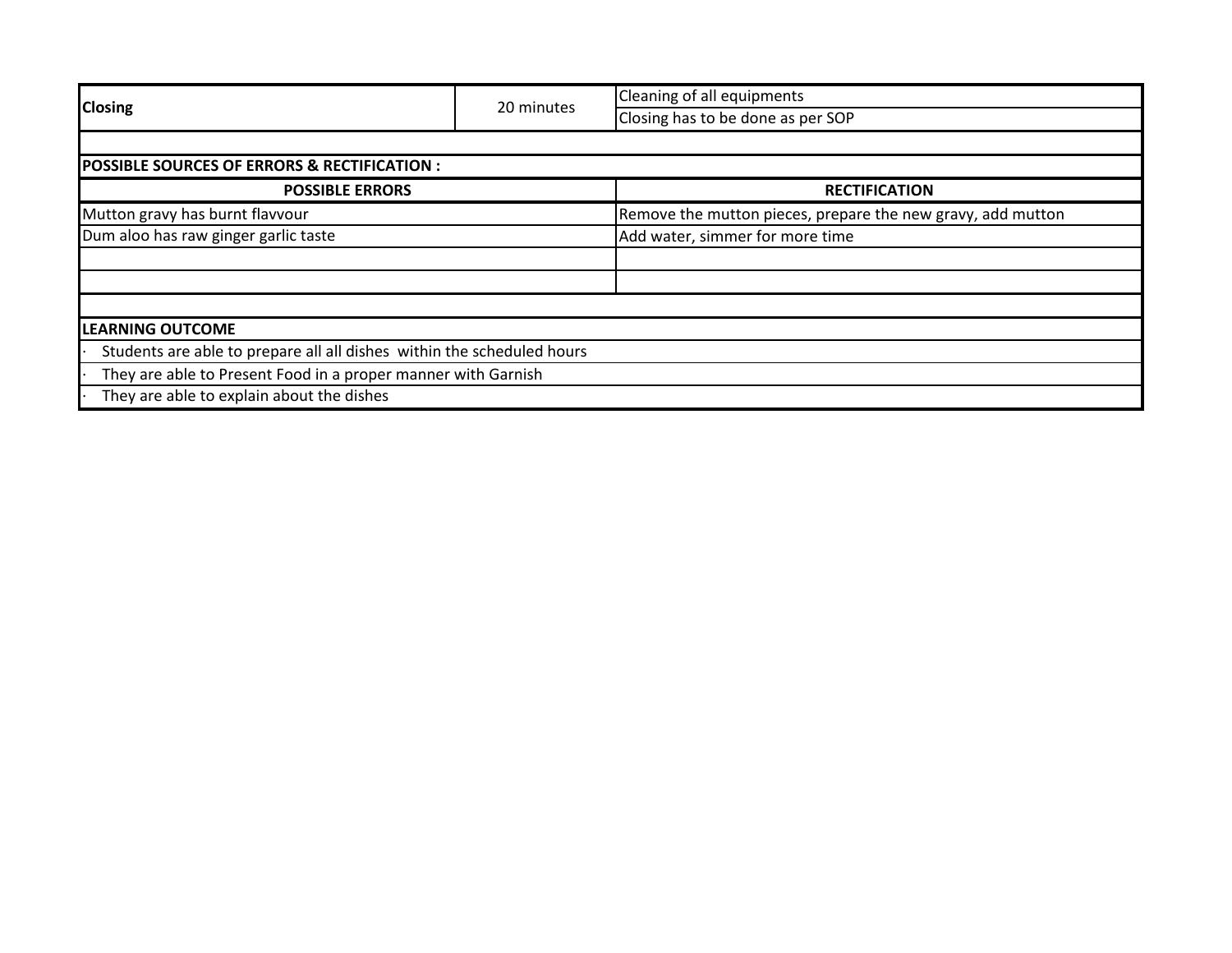| Closing | 20 minutes | Cleaning of all equipments |
|---|---|---|
| | | Closing has to be done as per SOP |

**POSSIBLE SOURCES OF ERRORS & RECTIFICATION :**

| POSSIBLE ERRORS | RECTIFICATION |
|---|---|
| Mutton gravy has burnt flavvour | Remove the mutton pieces, prepare the new gravy, add mutton |
| Dum aloo has raw ginger garlic taste | Add water, simmer for more time |
| | |
| | |

**LEARNING OUTCOME**

- Students are able to prepare all all dishes within the scheduled hours
- They are able to Present Food in a proper manner with Garnish
- They are able to explain about the dishes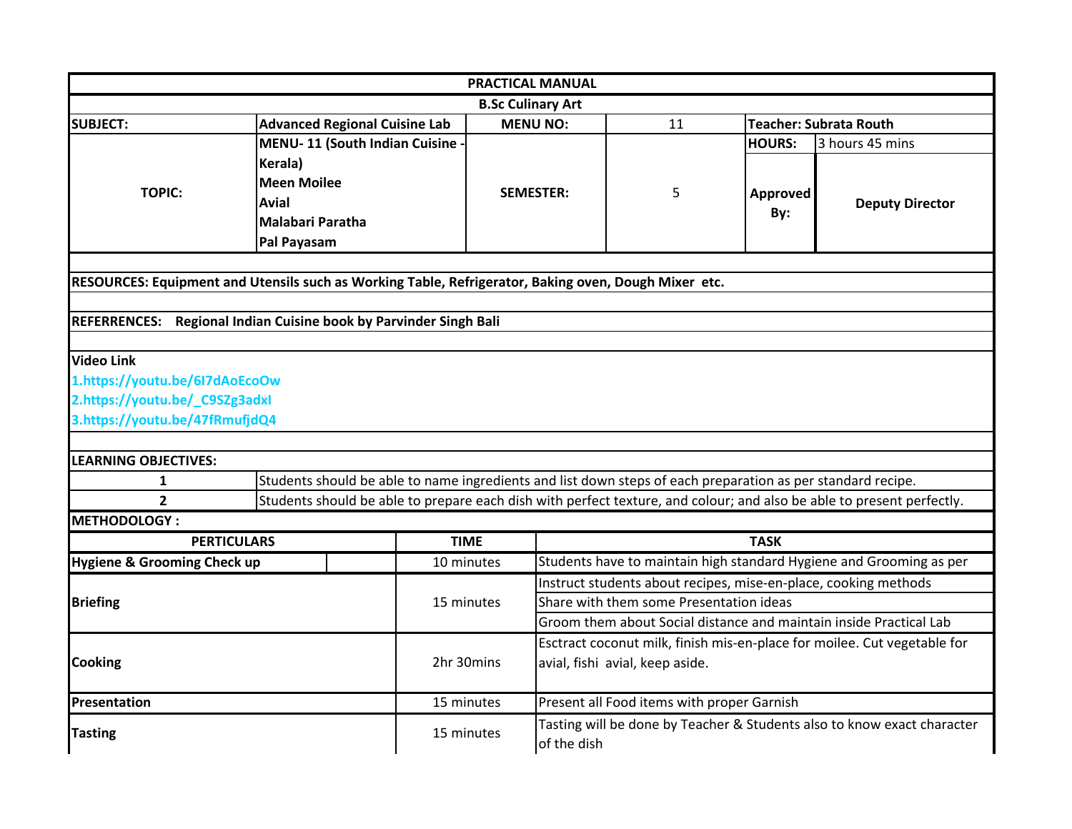| PRACTICAL MANUAL | | | | | |
|---|---|---|---|---|---|
| **B.Sc Culinary Art** | | | | | |
| **SUBJECT:** | **Advanced Regional Cuisine Lab** | **MENU NO:** | 11 | **Teacher: Subrata Routh** | |
| **TOPIC:** | **MENU- 11 (South Indian Cuisine - Kerala)**<br>**Meen Moilee**<br>**Avial**<br>**Malabari Paratha**<br>**Pal Payasam** | **SEMESTER:** | 5 | **HOURS:** | 3 hours 45 mins |
| | | | | **Approved By:** | **Deputy Director** |

**RESOURCES: Equipment and Utensils such as Working Table, Refrigerator, Baking oven, Dough Mixer etc.**

**REFERRENCES: Regional Indian Cuisine book by Parvinder Singh Bali**

**Video Link**

1.https://youtu.be/6I7dAoEcoOw
2.https://youtu.be/_C9SZg3adxI
3.https://youtu.be/47fRmufjdQ4

**LEARNING OBJECTIVES:**

| | |
|---|---|
| **1** | Students should be able to name ingredients and list down steps of each preparation as per standard recipe. |
| **2** | Students should be able to prepare each dish with perfect texture, and colour; and also be able to present perfectly. |

**METHODOLOGY :**

| PERTICULARS | TIME | TASK |
|---|---|---|
| **Hygiene & Grooming Check up** | 10 minutes | Students have to maintain high standard Hygiene and Grooming as per |
| **Briefing** | 15 minutes | Instruct students about recipes, mise-en-place, cooking methods |
| | | Share with them some Presentation ideas |
| | | Groom them about Social distance and maintain inside Practical Lab |
| **Cooking** | 2hr 30mins | Esctract coconut milk, finish mis-en-place for moilee. Cut vegetable for avial, fishi avial, keep aside. |
| **Presentation** | 15 minutes | Present all Food items with proper Garnish |
| **Tasting** | 15 minutes | Tasting will be done by Teacher & Students also to know exact character of the dish |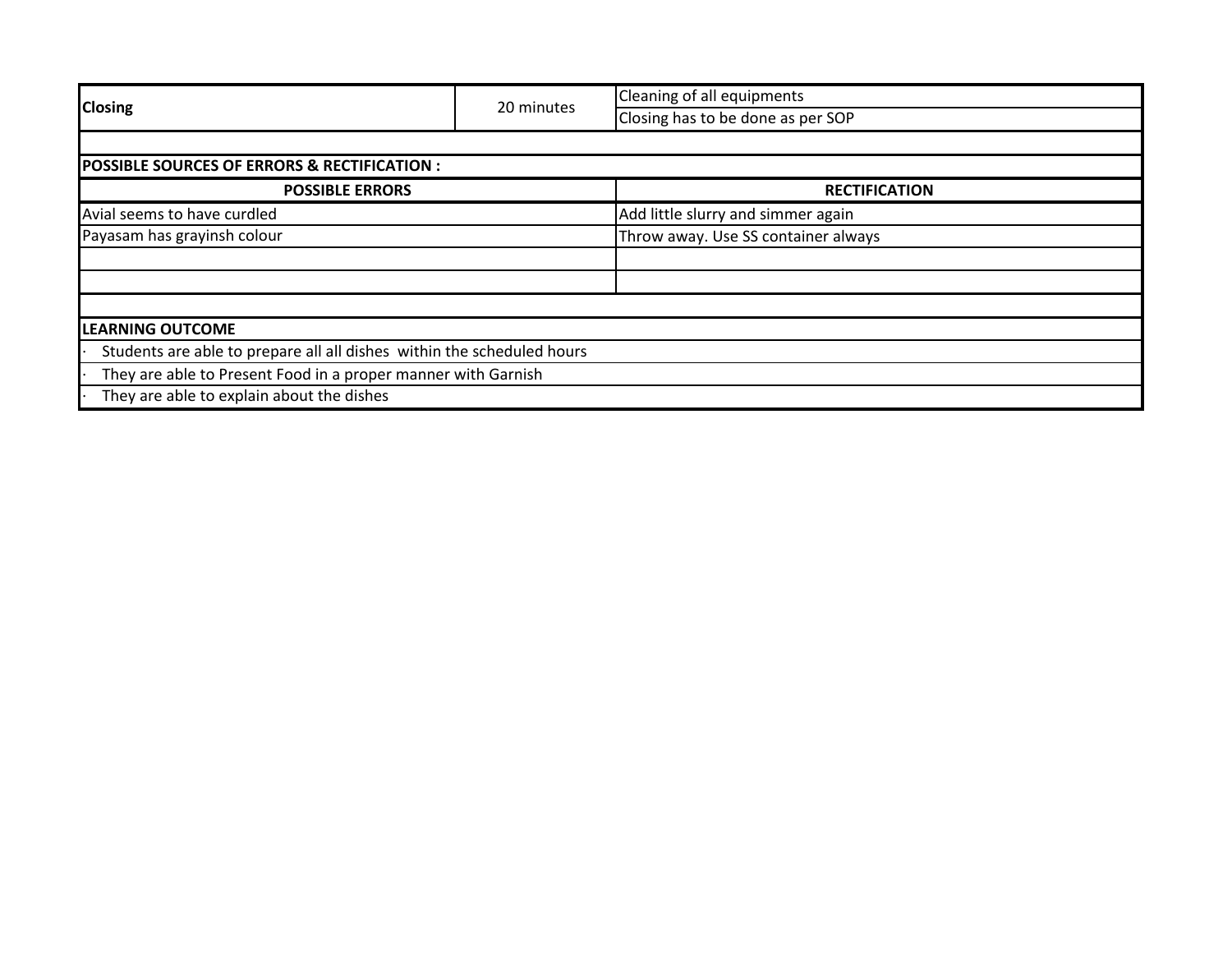| Closing | 20 minutes | Cleaning of all equipments |
| --- | --- | --- |
| | | Closing has to be done as per SOP |

**POSSIBLE SOURCES OF ERRORS & RECTIFICATION :**

| POSSIBLE ERRORS | RECTIFICATION |
| --- | --- |
| Avial seems to have curdled | Add little slurry and simmer again |
| Payasam has grayinsh colour | Throw away. Use SS container always |
| | |
| | |

**LEARNING OUTCOME**

- Students are able to prepare all all dishes within the scheduled hours
- They are able to Present Food in a proper manner with Garnish
- They are able to explain about the dishes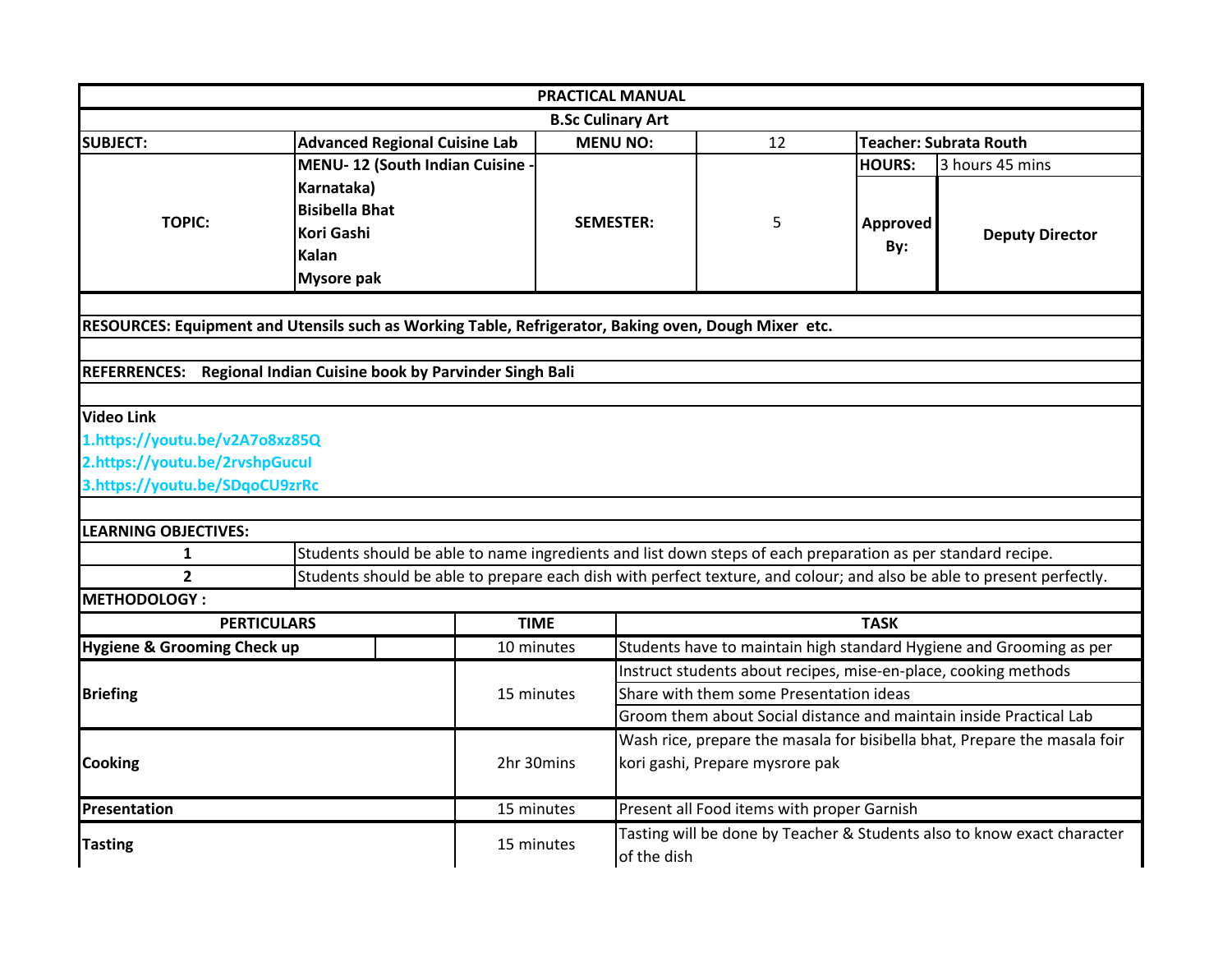| PRACTICAL MANUAL | | | | | |
|---|---|---|---|---|---|
| **B.Sc Culinary Art** | | | | | |
| **SUBJECT:** | **Advanced Regional Cuisine Lab** | **MENU NO:** | 12 | **Teacher: Subrata Routh** | |
| **TOPIC:** | **MENU- 12 (South Indian Cuisine - Karnataka)**<br>**Bisibella Bhat**<br>**Kori Gashi**<br>**Kalan**<br>**Mysore pak** | **SEMESTER:** | 5 | **HOURS:** | 3 hours 45 mins |
| | | | | **Approved By:** | **Deputy Director** |

**RESOURCES: Equipment and Utensils such as Working Table, Refrigerator, Baking oven, Dough Mixer etc.**

**REFERRENCES: Regional Indian Cuisine book by Parvinder Singh Bali**

**Video Link**

1.https://youtu.be/v2A7o8xz85Q
2.https://youtu.be/2rvshpGucuI
3.https://youtu.be/SDqoCU9zrRc

**LEARNING OBJECTIVES:**

| | |
|---|---|
| **1** | Students should be able to name ingredients and list down steps of each preparation as per standard recipe. |
| **2** | Students should be able to prepare each dish with perfect texture, and colour; and also be able to present perfectly. |

**METHODOLOGY :**

| PERTICULARS | TIME | TASK |
|---|---|---|
| **Hygiene & Grooming Check up** | 10 minutes | Students have to maintain high standard Hygiene and Grooming as per |
| **Briefing** | 15 minutes | Instruct students about recipes, mise-en-place, cooking methods<br>Share with them some Presentation ideas<br>Groom them about Social distance and maintain inside Practical Lab |
| **Cooking** | 2hr 30mins | Wash rice, prepare the masala for bisibella bhat, Prepare the masala foir kori gashi, Prepare mysrore pak |
| **Presentation** | 15 minutes | Present all Food items with proper Garnish |
| **Tasting** | 15 minutes | Tasting will be done by Teacher & Students also to know exact character of the dish |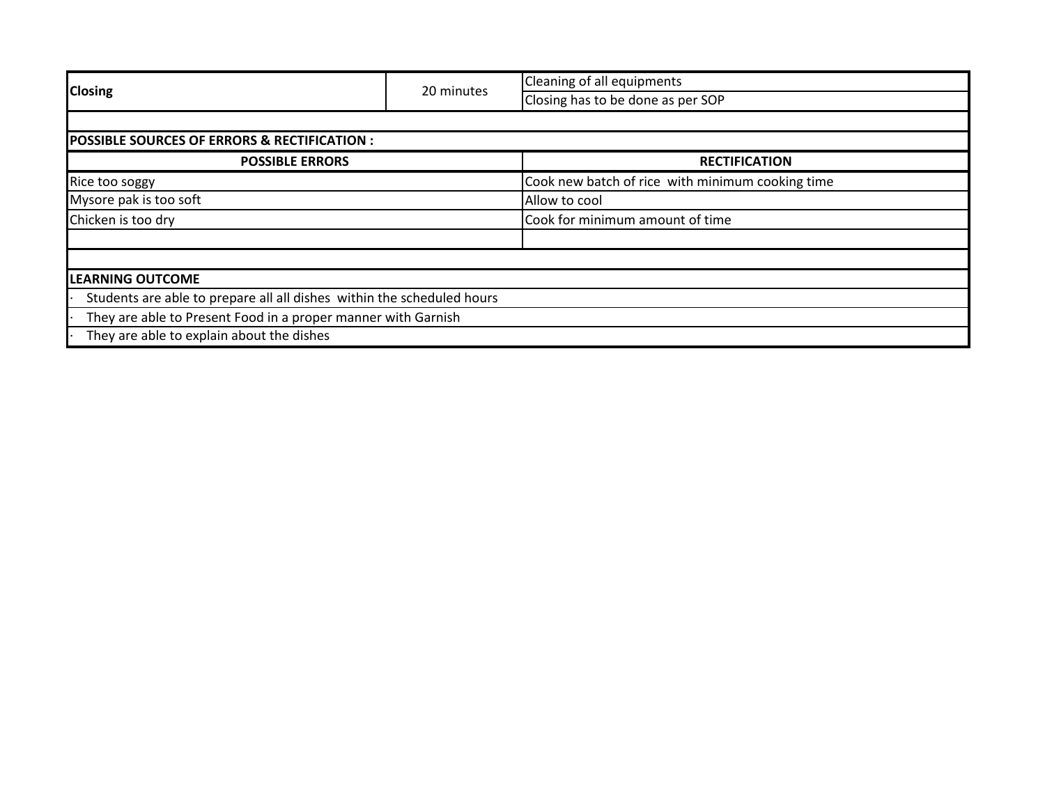| Closing | 20 minutes | Cleaning of all equipments |
|---|---|---|
| | | Closing has to be done as per SOP |

**POSSIBLE SOURCES OF ERRORS & RECTIFICATION :**

| POSSIBLE ERRORS | RECTIFICATION |
|---|---|
| Rice too soggy | Cook new batch of rice  with minimum cooking time |
| Mysore pak is too soft | Allow to cool |
| Chicken is too dry | Cook for minimum amount of time |
| | |

**LEARNING OUTCOME**

- Students are able to prepare all all dishes  within the scheduled hours
- They are able to Present Food in a proper manner with Garnish
- They are able to explain about the dishes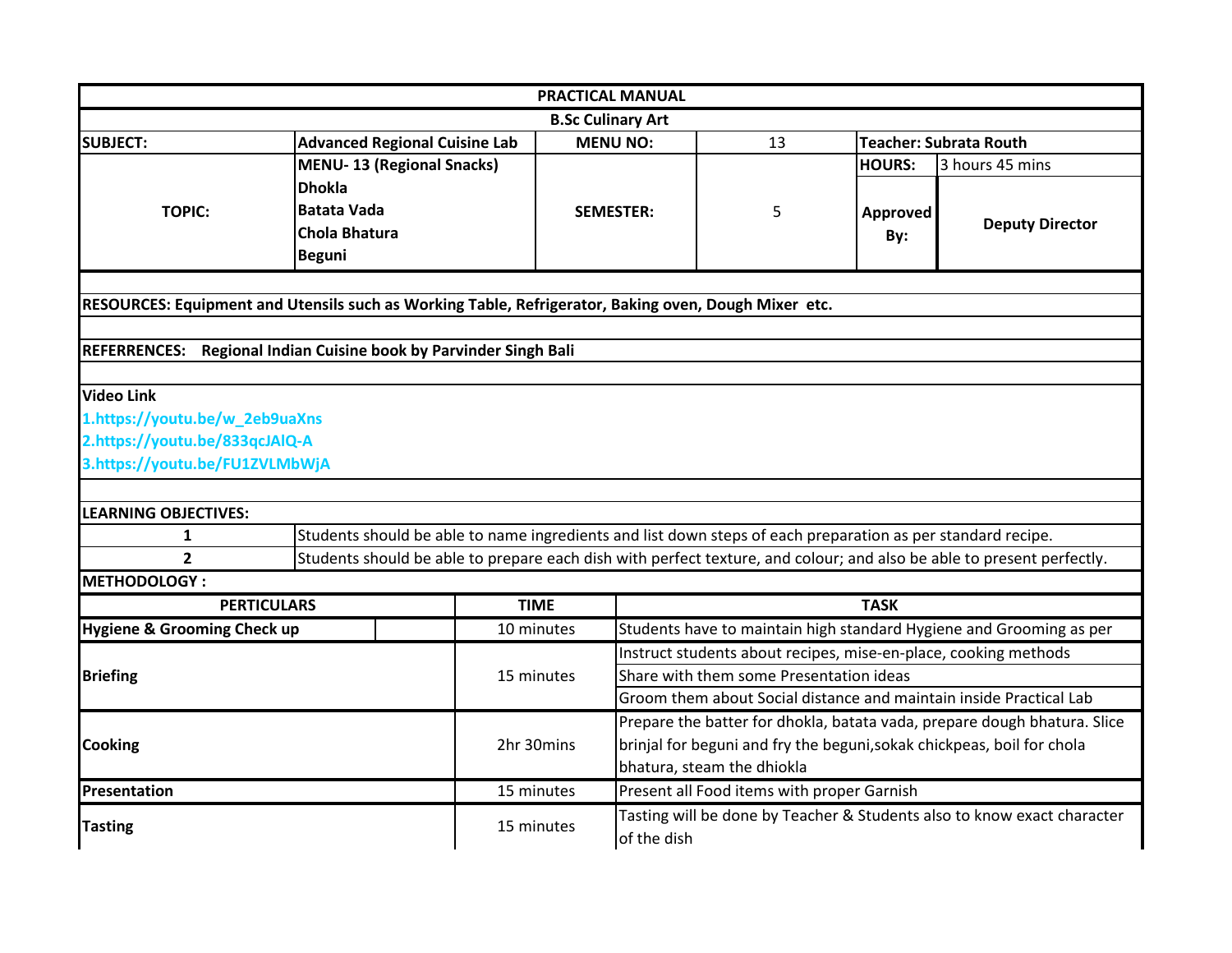| PRACTICAL MANUAL | | | | | |
|---|---|---|---|---|---|
| **B.Sc Culinary Art** | | | | | |
| **SUBJECT:** | **Advanced Regional Cuisine Lab** | **MENU NO:** | 13 | **Teacher: Subrata Routh** | |
| **TOPIC:** | **MENU- 13 (Regional Snacks)**<br>**Dhokla**<br>**Batata Vada**<br>**Chola Bhatura**<br>**Beguni** | **SEMESTER:** | 5 | **HOURS:** | 3 hours 45 mins |
| | | | | **Approved By:** | **Deputy Director** |

**RESOURCES: Equipment and Utensils such as Working Table, Refrigerator, Baking oven, Dough Mixer etc.**

**REFERRENCES: Regional Indian Cuisine book by Parvinder Singh Bali**

**Video Link**

1.https://youtu.be/w_2eb9uaXns
2.https://youtu.be/833qcJAlQ-A
3.https://youtu.be/FU1ZVLMbWjA

**LEARNING OBJECTIVES:**

| | |
|---|---|
| **1** | Students should be able to name ingredients and list down steps of each preparation as per standard recipe. |
| **2** | Students should be able to prepare each dish with perfect texture, and colour; and also be able to present perfectly. |

**METHODOLOGY :**

| PERTICULARS | TIME | TASK |
|---|---|---|
| **Hygiene & Grooming Check up** | 10 minutes | Students have to maintain high standard Hygiene and Grooming as per |
| **Briefing** | 15 minutes | Instruct students about recipes, mise-en-place, cooking methods |
| | | Share with them some Presentation ideas |
| | | Groom them about Social distance and maintain inside Practical Lab |
| **Cooking** | 2hr 30mins | Prepare the batter for dhokla, batata vada, prepare dough bhatura. Slice brinjal for beguni and fry the beguni,sokak chickpeas, boil for chola bhatura, steam the dhiokla |
| **Presentation** | 15 minutes | Present all Food items with proper Garnish |
| **Tasting** | 15 minutes | Tasting will be done by Teacher & Students also to know exact character of the dish |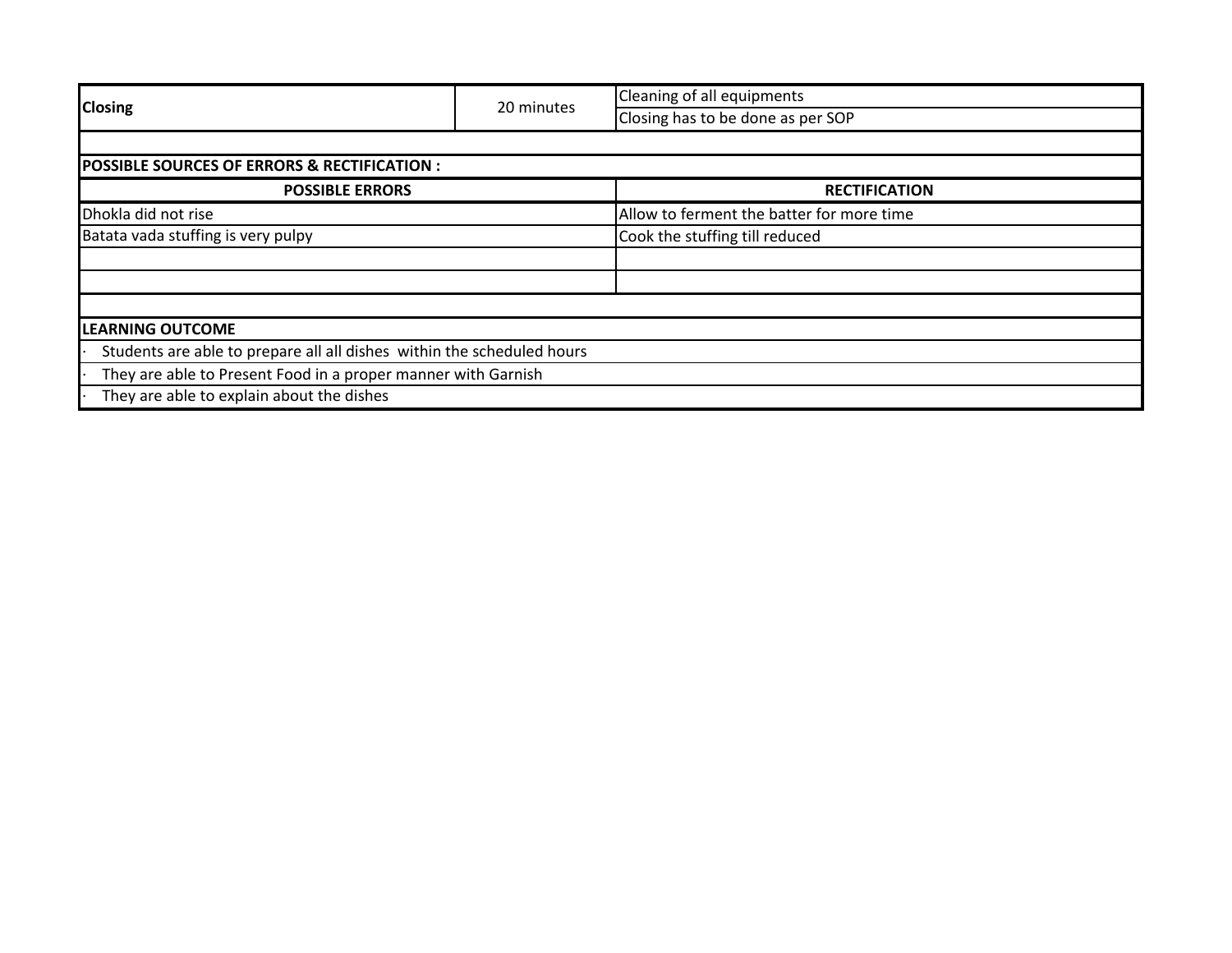| **Closing** | 20 minutes | Cleaning of all equipments |
|---|---|---|
| | | Closing has to be done as per SOP |

**POSSIBLE SOURCES OF ERRORS & RECTIFICATION :**

| POSSIBLE ERRORS | RECTIFICATION |
|---|---|
| Dhokla did not rise | Allow to ferment the batter for more time |
| Batata vada stuffing is very pulpy | Cook the stuffing till reduced |
| | |
| | |

**LEARNING OUTCOME**

- Students are able to prepare all all dishes  within the scheduled hours
- They are able to Present Food in a proper manner with Garnish
- They are able to explain about the dishes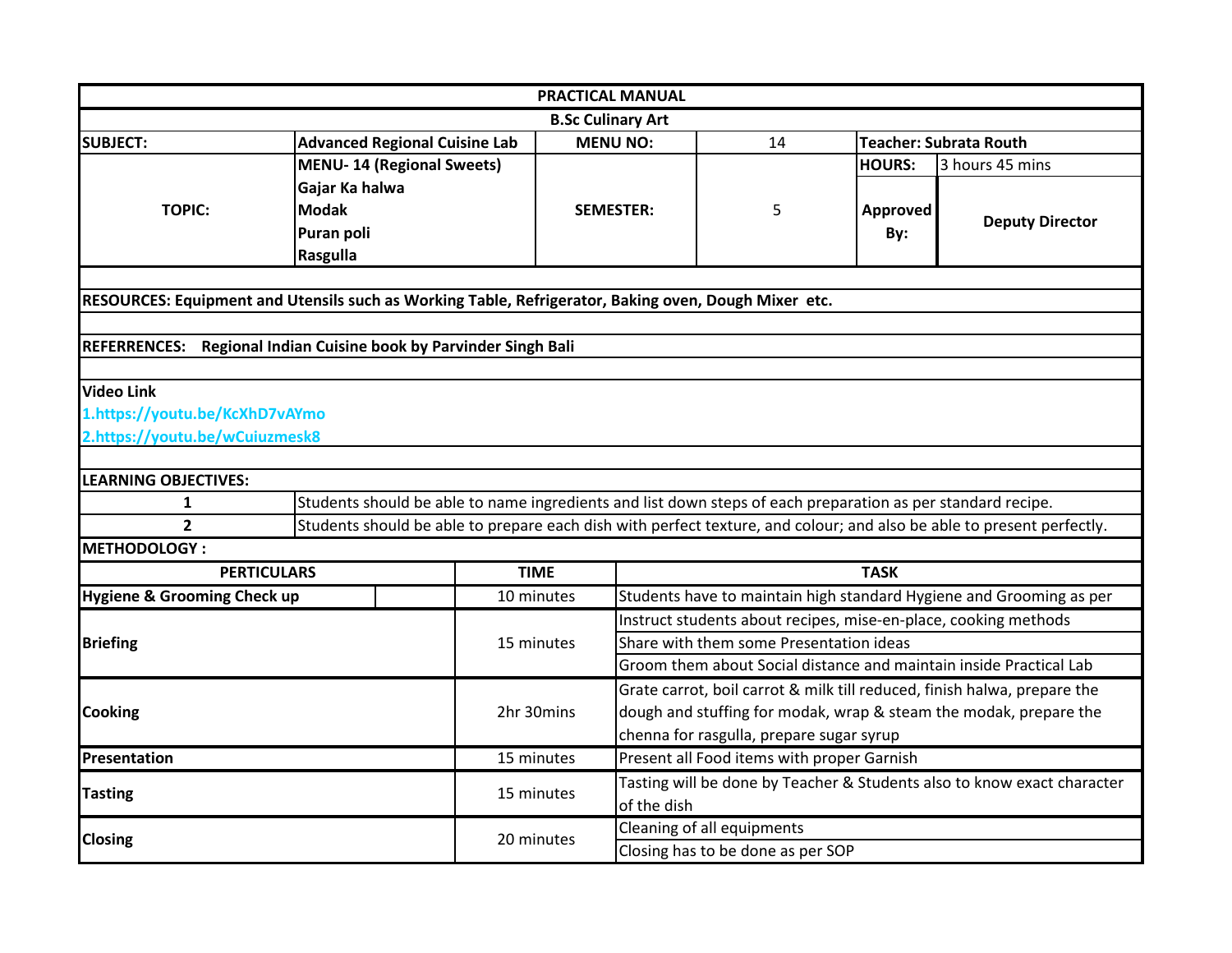| PRACTICAL MANUAL | | | | | |
|---|---|---|---|---|---|
| **B.Sc Culinary Art** | | | | | |
| **SUBJECT:** | **Advanced Regional Cuisine Lab** | **MENU NO:** | 14 | **Teacher: Subrata Routh** | |
| **TOPIC:** | **MENU- 14 (Regional Sweets)**<br>**Gajar Ka halwa**<br>**Modak**<br>**Puran poli**<br>**Rasgulla** | **SEMESTER:** | 5 | **HOURS:** | 3 hours 45 mins |
| | | | | **Approved By:** | **Deputy Director** |

**RESOURCES: Equipment and Utensils such as Working Table, Refrigerator, Baking oven, Dough Mixer etc.**

**REFERRENCES: Regional Indian Cuisine book by Parvinder Singh Bali**

**Video Link**

**1.https://youtu.be/KcXhD7vAYmo**

**2.https://youtu.be/wCuiuzmesk8**

**LEARNING OBJECTIVES:**

| | |
|---|---|
| **1** | Students should be able to name ingredients and list down steps of each preparation as per standard recipe. |
| **2** | Students should be able to prepare each dish with perfect texture, and colour; and also be able to present perfectly. |

**METHODOLOGY :**

| PERTICULARS | TIME | TASK |
|---|---|---|
| **Hygiene & Grooming Check up** | 10 minutes | Students have to maintain high standard Hygiene and Grooming as per |
| **Briefing** | 15 minutes | Instruct students about recipes, mise-en-place, cooking methods |
| | | Share with them some Presentation ideas |
| | | Groom them about Social distance and maintain inside Practical Lab |
| **Cooking** | 2hr 30mins | Grate carrot, boil carrot & milk till reduced, finish halwa, prepare the dough and stuffing for modak, wrap & steam the modak, prepare the chenna for rasgulla, prepare sugar syrup |
| **Presentation** | 15 minutes | Present all Food items with proper Garnish |
| **Tasting** | 15 minutes | Tasting will be done by Teacher & Students also to know exact character of the dish |
| **Closing** | 20 minutes | Cleaning of all equipments |
| | | Closing has to be done as per SOP |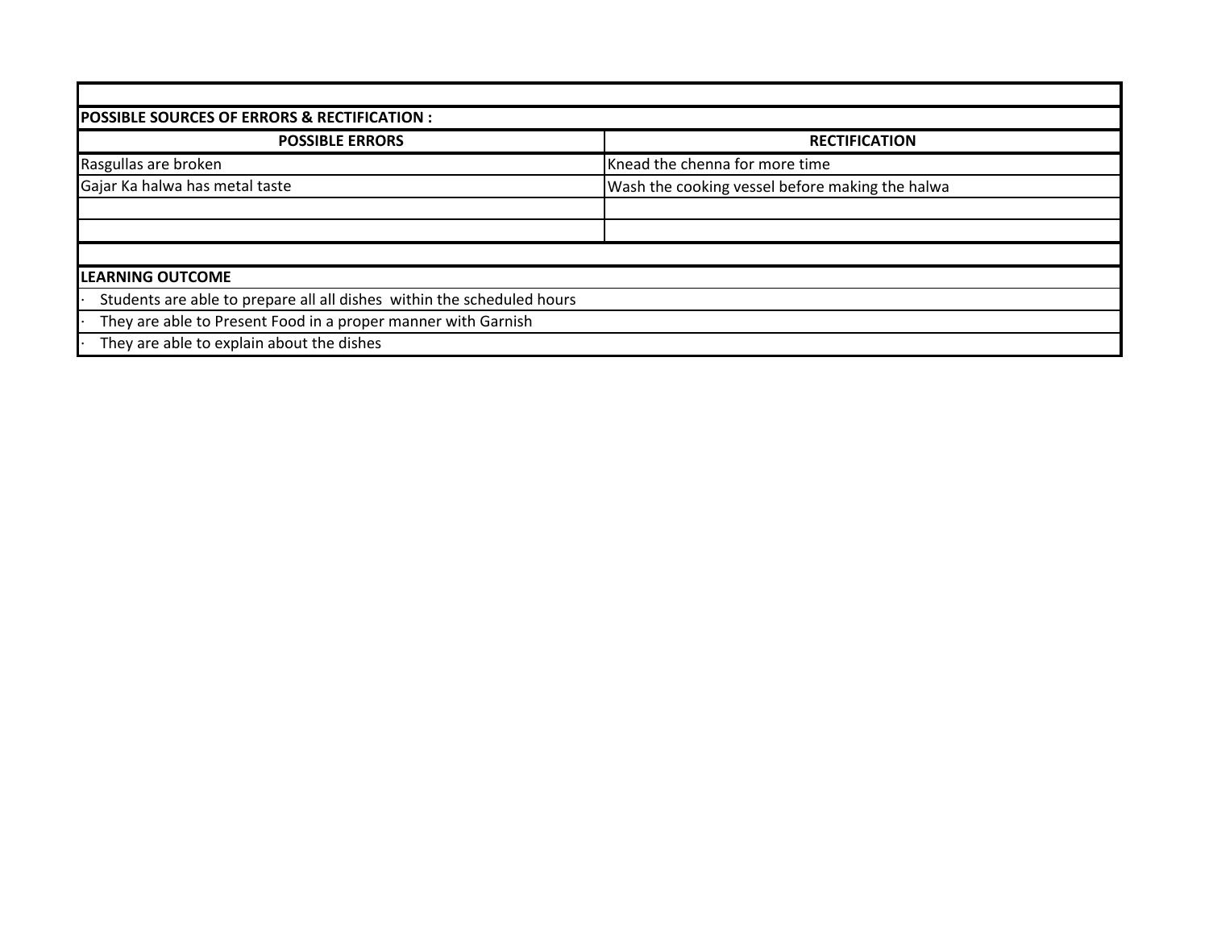**POSSIBLE SOURCES OF ERRORS & RECTIFICATION :**

| POSSIBLE ERRORS | RECTIFICATION |
|---|---|
| Rasgullas are broken | Knead the chenna for more time |
| Gajar Ka halwa has metal taste | Wash the cooking vessel before making the halwa |
| | |
| | |

**LEARNING OUTCOME**

- Students are able to prepare all all dishes within the scheduled hours
- They are able to Present Food in a proper manner with Garnish
- They are able to explain about the dishes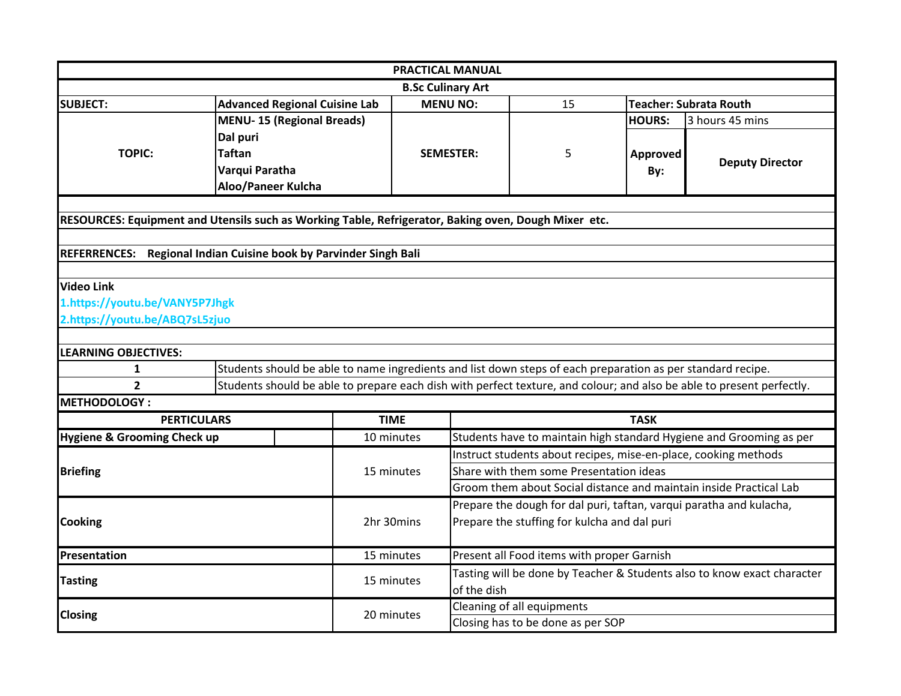| PRACTICAL MANUAL | | | | | |
|---|---|---|---|---|---|
| **B.Sc Culinary Art** | | | | | |
| **SUBJECT:** | **Advanced Regional Cuisine Lab** | **MENU NO:** | 15 | **Teacher: Subrata Routh** | |
| **TOPIC:** | **MENU- 15 (Regional Breads)**<br>**Dal puri**<br>**Taftan**<br>**Varqui Paratha**<br>**Aloo/Paneer Kulcha** | **SEMESTER:** | 5 | **HOURS:** | 3 hours 45 mins |
| | | | | **Approved By:** | **Deputy Director** |

**RESOURCES: Equipment and Utensils such as Working Table, Refrigerator, Baking oven, Dough Mixer etc.**

**REFERRENCES: Regional Indian Cuisine book by Parvinder Singh Bali**

**Video Link**

1.https://youtu.be/VANY5P7Jhgk

2.https://youtu.be/ABQ7sL5zjuo

**LEARNING OBJECTIVES:**

| | |
|---|---|
| **1** | Students should be able to name ingredients and list down steps of each preparation as per standard recipe. |
| **2** | Students should be able to prepare each dish with perfect texture, and colour; and also be able to present perfectly. |

**METHODOLOGY :**

| PERTICULARS | TIME | TASK |
|---|---|---|
| **Hygiene & Grooming Check up** | 10 minutes | Students have to maintain high standard Hygiene and Grooming as per |
| **Briefing** | 15 minutes | Instruct students about recipes, mise-en-place, cooking methods<br>Share with them some Presentation ideas<br>Groom them about Social distance and maintain inside Practical Lab |
| **Cooking** | 2hr 30mins | Prepare the dough for dal puri, taftan, varqui paratha and kulacha,<br>Prepare the stuffing for kulcha and dal puri |
| **Presentation** | 15 minutes | Present all Food items with proper Garnish |
| **Tasting** | 15 minutes | Tasting will be done by Teacher & Students also to know exact character of the dish |
| **Closing** | 20 minutes | Cleaning of all equipments<br>Closing has to be done as per SOP |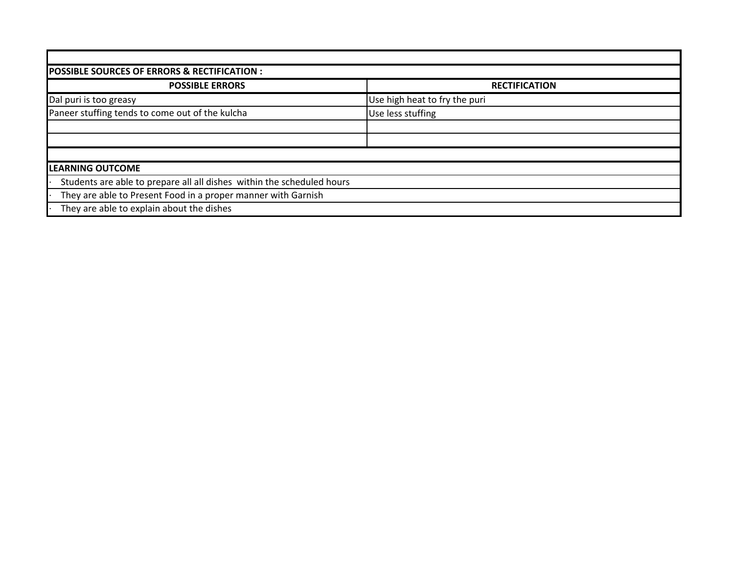**POSSIBLE SOURCES OF ERRORS & RECTIFICATION :**

| POSSIBLE ERRORS | RECTIFICATION |
|---|---|
| Dal puri is too greasy | Use high heat to fry the puri |
| Paneer stuffing tends to come out of the kulcha | Use less stuffing |
| | |
| | |

**LEARNING OUTCOME**

- Students are able to prepare all all dishes  within the scheduled hours
- They are able to Present Food in a proper manner with Garnish
- They are able to explain about the dishes